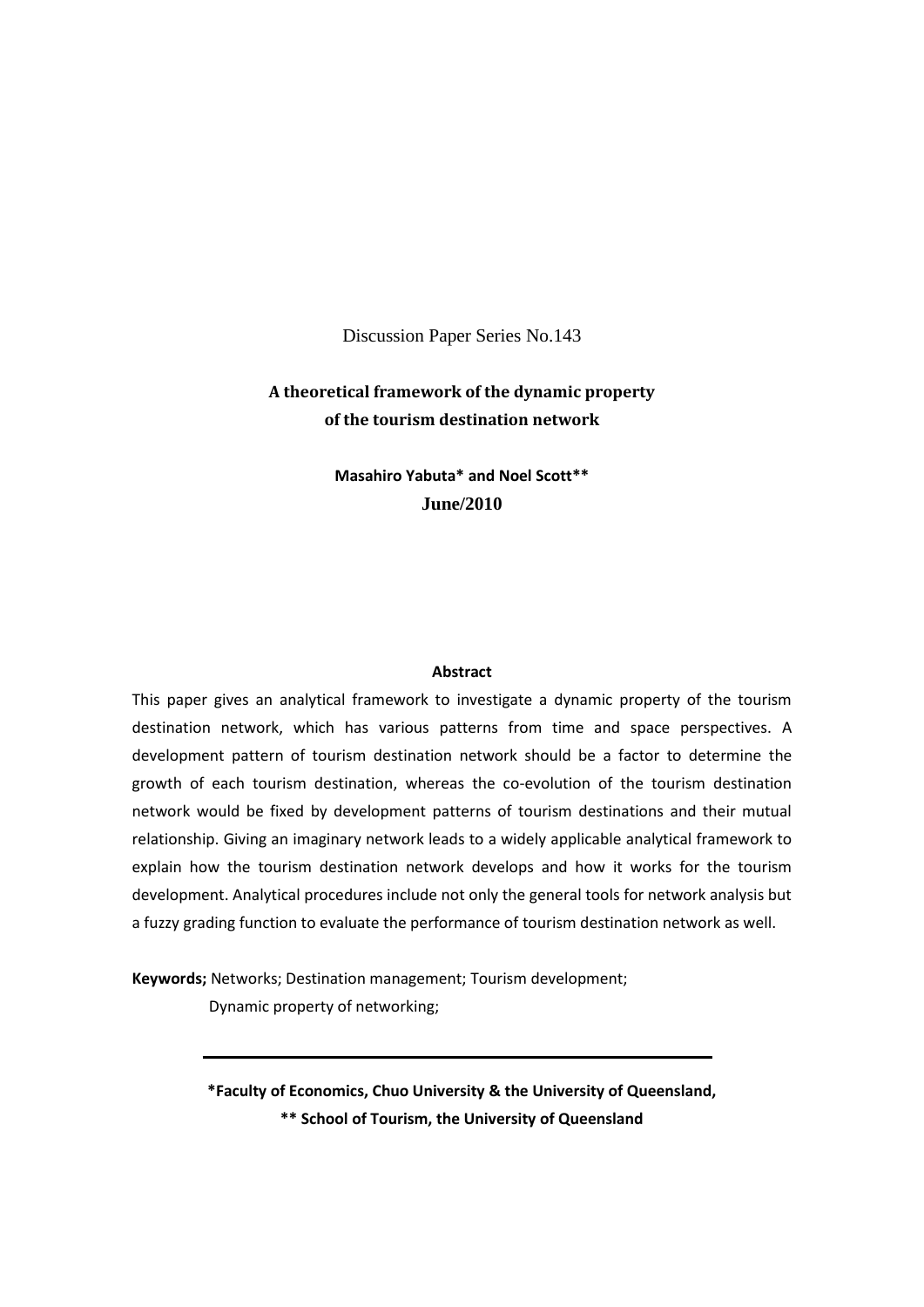Discussion Paper Series No.143

# A theoretical framework of the dynamic property of the tourism destination network

**Masahiro Yabuta* and Noel Scott****

**June/2010**

**Abstract**

This paper gives an analytical framework to investigate a dynamic property of the tourism destination network, which has various patterns from time and space perspectives. A development pattern of tourism destination network should be a factor to determine the growth of each tourism destination, whereas the co-evolution of the tourism destination network would be fixed by development patterns of tourism destinations and their mutual relationship. Giving an imaginary network leads to a widely applicable analytical framework to explain how the tourism destination network develops and how it works for the tourism development. Analytical procedures include not only the general tools for network analysis but a fuzzy grading function to evaluate the performance of tourism destination network as well.

**Keywords;** Networks; Destination management; Tourism development; Dynamic property of networking;

---

***Faculty of Economics, Chuo University & the University of Queensland,**
**** School of Tourism, the University of Queensland**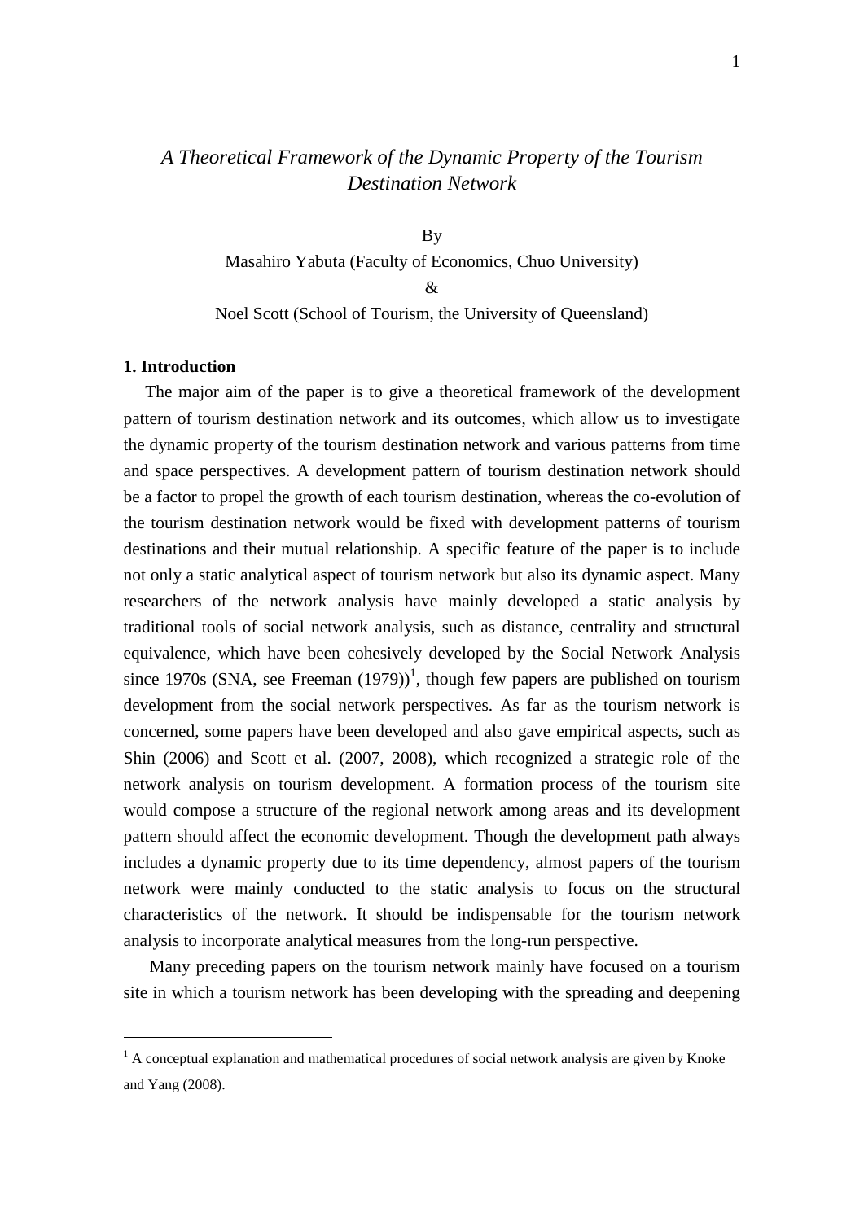*A Theoretical Framework of the Dynamic Property of the Tourism Destination Network*

By

Masahiro Yabuta (Faculty of Economics, Chuo University)

&

Noel Scott (School of Tourism, the University of Queensland)

## 1. Introduction

The major aim of the paper is to give a theoretical framework of the development pattern of tourism destination network and its outcomes, which allow us to investigate the dynamic property of the tourism destination network and various patterns from time and space perspectives. A development pattern of tourism destination network should be a factor to propel the growth of each tourism destination, whereas the co-evolution of the tourism destination network would be fixed with development patterns of tourism destinations and their mutual relationship. A specific feature of the paper is to include not only a static analytical aspect of tourism network but also its dynamic aspect. Many researchers of the network analysis have mainly developed a static analysis by traditional tools of social network analysis, such as distance, centrality and structural equivalence, which have been cohesively developed by the Social Network Analysis since 1970s (SNA, see Freeman (1979))[1], though few papers are published on tourism development from the social network perspectives. As far as the tourism network is concerned, some papers have been developed and also gave empirical aspects, such as Shin (2006) and Scott et al. (2007, 2008), which recognized a strategic role of the network analysis on tourism development. A formation process of the tourism site would compose a structure of the regional network among areas and its development pattern should affect the economic development. Though the development path always includes a dynamic property due to its time dependency, almost papers of the tourism network were mainly conducted to the static analysis to focus on the structural characteristics of the network. It should be indispensable for the tourism network analysis to incorporate analytical measures from the long-run perspective.

Many preceding papers on the tourism network mainly have focused on a tourism site in which a tourism network has been developing with the spreading and deepening

[1] A conceptual explanation and mathematical procedures of social network analysis are given by Knoke and Yang (2008).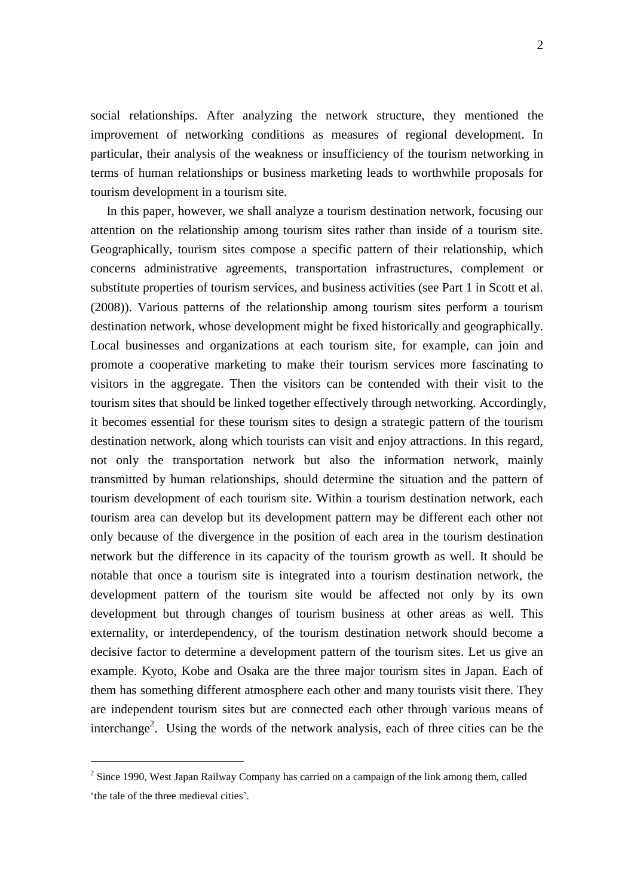social relationships. After analyzing the network structure, they mentioned the improvement of networking conditions as measures of regional development. In particular, their analysis of the weakness or insufficiency of the tourism networking in terms of human relationships or business marketing leads to worthwhile proposals for tourism development in a tourism site.

In this paper, however, we shall analyze a tourism destination network, focusing our attention on the relationship among tourism sites rather than inside of a tourism site. Geographically, tourism sites compose a specific pattern of their relationship, which concerns administrative agreements, transportation infrastructures, complement or substitute properties of tourism services, and business activities (see Part 1 in Scott et al. (2008)). Various patterns of the relationship among tourism sites perform a tourism destination network, whose development might be fixed historically and geographically. Local businesses and organizations at each tourism site, for example, can join and promote a cooperative marketing to make their tourism services more fascinating to visitors in the aggregate. Then the visitors can be contended with their visit to the tourism sites that should be linked together effectively through networking. Accordingly, it becomes essential for these tourism sites to design a strategic pattern of the tourism destination network, along which tourists can visit and enjoy attractions. In this regard, not only the transportation network but also the information network, mainly transmitted by human relationships, should determine the situation and the pattern of tourism development of each tourism site. Within a tourism destination network, each tourism area can develop but its development pattern may be different each other not only because of the divergence in the position of each area in the tourism destination network but the difference in its capacity of the tourism growth as well. It should be notable that once a tourism site is integrated into a tourism destination network, the development pattern of the tourism site would be affected not only by its own development but through changes of tourism business at other areas as well. This externality, or interdependency, of the tourism destination network should become a decisive factor to determine a development pattern of the tourism sites. Let us give an example. Kyoto, Kobe and Osaka are the three major tourism sites in Japan. Each of them has something different atmosphere each other and many tourists visit there. They are independent tourism sites but are connected each other through various means of interchange[2]. Using the words of the network analysis, each of three cities can be the

[2] Since 1990, West Japan Railway Company has carried on a campaign of the link among them, called 'the tale of the three medieval cities'.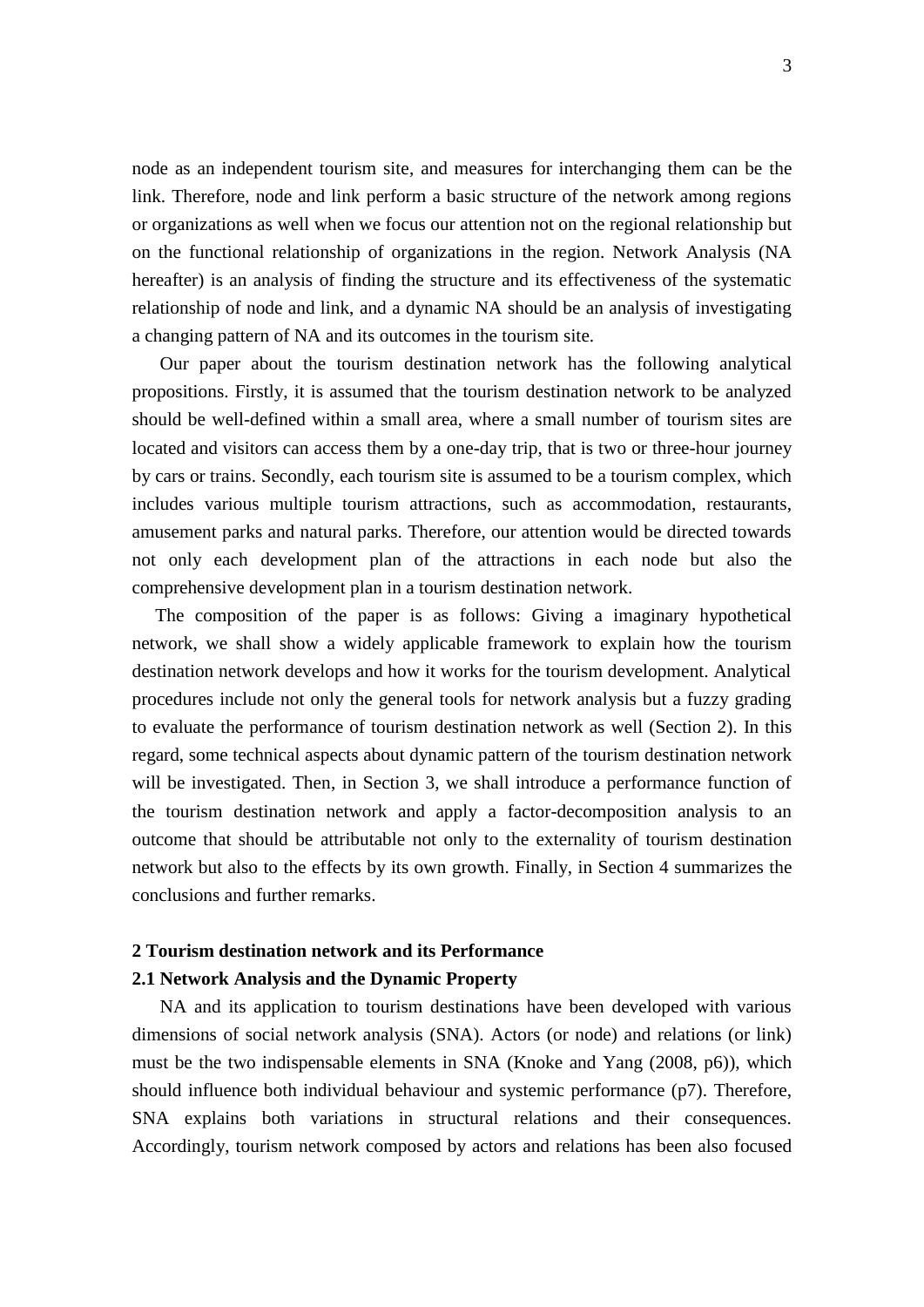node as an independent tourism site, and measures for interchanging them can be the link. Therefore, node and link perform a basic structure of the network among regions or organizations as well when we focus our attention not on the regional relationship but on the functional relationship of organizations in the region. Network Analysis (NA hereafter) is an analysis of finding the structure and its effectiveness of the systematic relationship of node and link, and a dynamic NA should be an analysis of investigating a changing pattern of NA and its outcomes in the tourism site.

Our paper about the tourism destination network has the following analytical propositions. Firstly, it is assumed that the tourism destination network to be analyzed should be well-defined within a small area, where a small number of tourism sites are located and visitors can access them by a one-day trip, that is two or three-hour journey by cars or trains. Secondly, each tourism site is assumed to be a tourism complex, which includes various multiple tourism attractions, such as accommodation, restaurants, amusement parks and natural parks. Therefore, our attention would be directed towards not only each development plan of the attractions in each node but also the comprehensive development plan in a tourism destination network.

The composition of the paper is as follows: Giving a imaginary hypothetical network, we shall show a widely applicable framework to explain how the tourism destination network develops and how it works for the tourism development. Analytical procedures include not only the general tools for network analysis but a fuzzy grading to evaluate the performance of tourism destination network as well (Section 2). In this regard, some technical aspects about dynamic pattern of the tourism destination network will be investigated. Then, in Section 3, we shall introduce a performance function of the tourism destination network and apply a factor-decomposition analysis to an outcome that should be attributable not only to the externality of tourism destination network but also to the effects by its own growth. Finally, in Section 4 summarizes the conclusions and further remarks.

## 2 Tourism destination network and its Performance

### 2.1 Network Analysis and the Dynamic Property

NA and its application to tourism destinations have been developed with various dimensions of social network analysis (SNA). Actors (or node) and relations (or link) must be the two indispensable elements in SNA (Knoke and Yang (2008, p6)), which should influence both individual behaviour and systemic performance (p7). Therefore, SNA explains both variations in structural relations and their consequences. Accordingly, tourism network composed by actors and relations has been also focused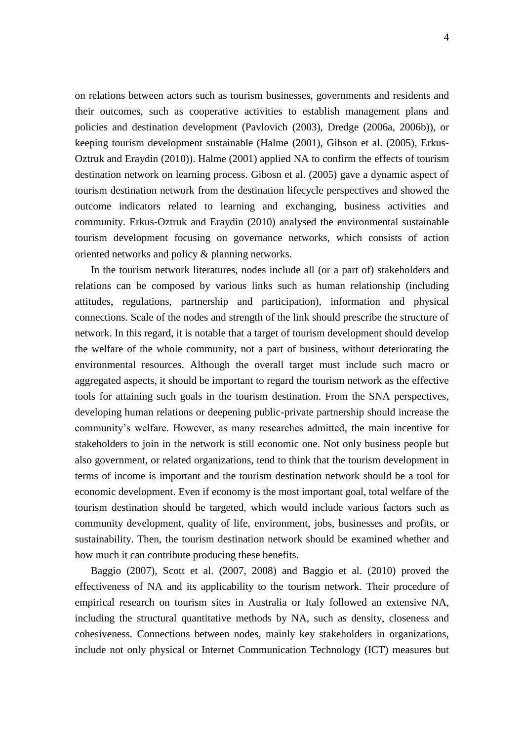on relations between actors such as tourism businesses, governments and residents and their outcomes, such as cooperative activities to establish management plans and policies and destination development (Pavlovich (2003), Dredge (2006a, 2006b)), or keeping tourism development sustainable (Halme (2001), Gibson et al. (2005), Erkus-Oztruk and Eraydin (2010)). Halme (2001) applied NA to confirm the effects of tourism destination network on learning process. Gibosn et al. (2005) gave a dynamic aspect of tourism destination network from the destination lifecycle perspectives and showed the outcome indicators related to learning and exchanging, business activities and community. Erkus-Oztruk and Eraydin (2010) analysed the environmental sustainable tourism development focusing on governance networks, which consists of action oriented networks and policy & planning networks.

In the tourism network literatures, nodes include all (or a part of) stakeholders and relations can be composed by various links such as human relationship (including attitudes, regulations, partnership and participation), information and physical connections. Scale of the nodes and strength of the link should prescribe the structure of network. In this regard, it is notable that a target of tourism development should develop the welfare of the whole community, not a part of business, without deteriorating the environmental resources. Although the overall target must include such macro or aggregated aspects, it should be important to regard the tourism network as the effective tools for attaining such goals in the tourism destination. From the SNA perspectives, developing human relations or deepening public-private partnership should increase the community's welfare. However, as many researches admitted, the main incentive for stakeholders to join in the network is still economic one. Not only business people but also government, or related organizations, tend to think that the tourism development in terms of income is important and the tourism destination network should be a tool for economic development. Even if economy is the most important goal, total welfare of the tourism destination should be targeted, which would include various factors such as community development, quality of life, environment, jobs, businesses and profits, or sustainability. Then, the tourism destination network should be examined whether and how much it can contribute producing these benefits.

Baggio (2007), Scott et al. (2007, 2008) and Baggio et al. (2010) proved the effectiveness of NA and its applicability to the tourism network. Their procedure of empirical research on tourism sites in Australia or Italy followed an extensive NA, including the structural quantitative methods by NA, such as density, closeness and cohesiveness. Connections between nodes, mainly key stakeholders in organizations, include not only physical or Internet Communication Technology (ICT) measures but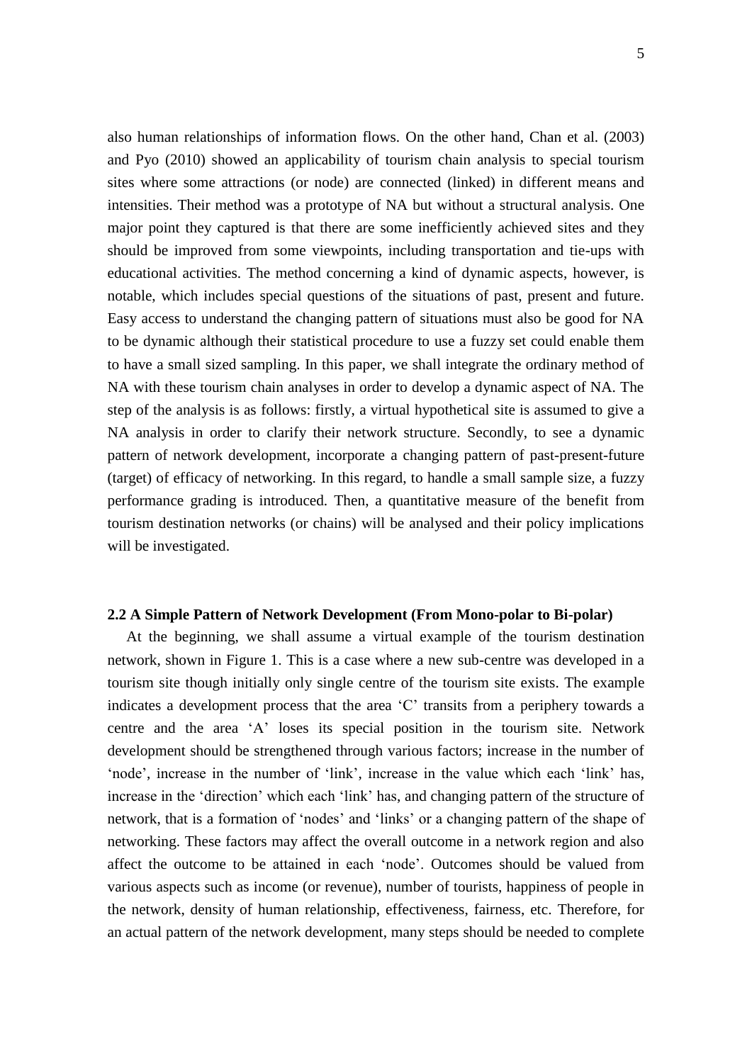also human relationships of information flows. On the other hand, Chan et al. (2003) and Pyo (2010) showed an applicability of tourism chain analysis to special tourism sites where some attractions (or node) are connected (linked) in different means and intensities. Their method was a prototype of NA but without a structural analysis. One major point they captured is that there are some inefficiently achieved sites and they should be improved from some viewpoints, including transportation and tie-ups with educational activities. The method concerning a kind of dynamic aspects, however, is notable, which includes special questions of the situations of past, present and future. Easy access to understand the changing pattern of situations must also be good for NA to be dynamic although their statistical procedure to use a fuzzy set could enable them to have a small sized sampling. In this paper, we shall integrate the ordinary method of NA with these tourism chain analyses in order to develop a dynamic aspect of NA. The step of the analysis is as follows: firstly, a virtual hypothetical site is assumed to give a NA analysis in order to clarify their network structure. Secondly, to see a dynamic pattern of network development, incorporate a changing pattern of past-present-future (target) of efficacy of networking. In this regard, to handle a small sample size, a fuzzy performance grading is introduced. Then, a quantitative measure of the benefit from tourism destination networks (or chains) will be analysed and their policy implications will be investigated.

### 2.2 A Simple Pattern of Network Development (From Mono-polar to Bi-polar)

At the beginning, we shall assume a virtual example of the tourism destination network, shown in Figure 1. This is a case where a new sub-centre was developed in a tourism site though initially only single centre of the tourism site exists. The example indicates a development process that the area 'C' transits from a periphery towards a centre and the area 'A' loses its special position in the tourism site. Network development should be strengthened through various factors; increase in the number of 'node', increase in the number of 'link', increase in the value which each 'link' has, increase in the 'direction' which each 'link' has, and changing pattern of the structure of network, that is a formation of 'nodes' and 'links' or a changing pattern of the shape of networking. These factors may affect the overall outcome in a network region and also affect the outcome to be attained in each 'node'. Outcomes should be valued from various aspects such as income (or revenue), number of tourists, happiness of people in the network, density of human relationship, effectiveness, fairness, etc. Therefore, for an actual pattern of the network development, many steps should be needed to complete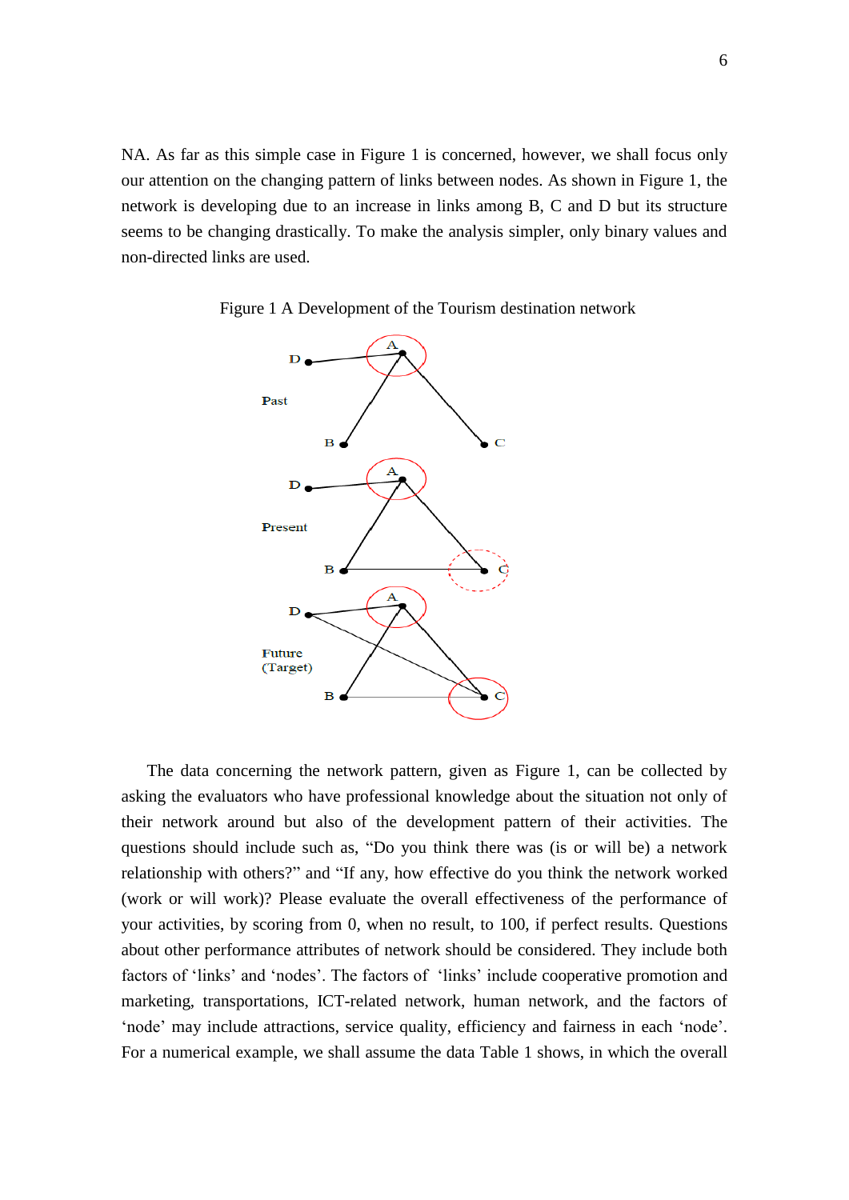NA. As far as this simple case in Figure 1 is concerned, however, we shall focus only our attention on the changing pattern of links between nodes. As shown in Figure 1, the network is developing due to an increase in links among B, C and D but its structure seems to be changing drastically. To make the analysis simpler, only binary values and non-directed links are used.

Figure 1 A Development of the Tourism destination network

The data concerning the network pattern, given as Figure 1, can be collected by asking the evaluators who have professional knowledge about the situation not only of their network around but also of the development pattern of their activities. The questions should include such as, "Do you think there was (is or will be) a network relationship with others?" and "If any, how effective do you think the network worked (work or will work)? Please evaluate the overall effectiveness of the performance of your activities, by scoring from 0, when no result, to 100, if perfect results. Questions about other performance attributes of network should be considered. They include both factors of 'links' and 'nodes'. The factors of 'links' include cooperative promotion and marketing, transportations, ICT-related network, human network, and the factors of 'node' may include attractions, service quality, efficiency and fairness in each 'node'. For a numerical example, we shall assume the data Table 1 shows, in which the overall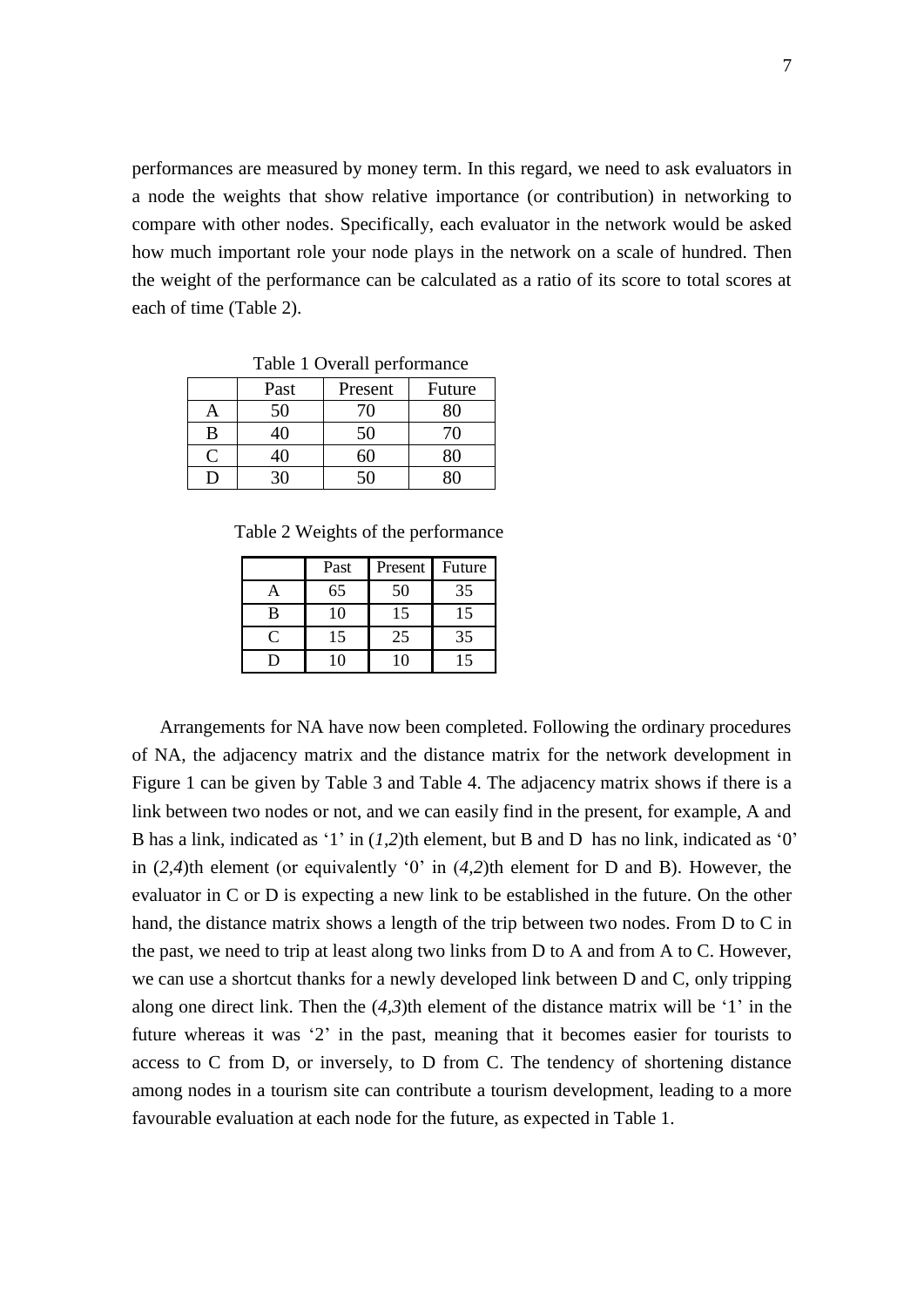performances are measured by money term. In this regard, we need to ask evaluators in a node the weights that show relative importance (or contribution) in networking to compare with other nodes. Specifically, each evaluator in the network would be asked how much important role your node plays in the network on a scale of hundred. Then the weight of the performance can be calculated as a ratio of its score to total scores at each of time (Table 2).

Table 1 Overall performance

| | Past | Present | Future |
|---|---|---|---|
| A | 50 | 70 | 80 |
| B | 40 | 50 | 70 |
| C | 40 | 60 | 80 |
| D | 30 | 50 | 80 |

Table 2 Weights of the performance

| | Past | Present | Future |
|---|---|---|---|
| A | 65 | 50 | 35 |
| B | 10 | 15 | 15 |
| C | 15 | 25 | 35 |
| D | 10 | 10 | 15 |

Arrangements for NA have now been completed. Following the ordinary procedures of NA, the adjacency matrix and the distance matrix for the network development in Figure 1 can be given by Table 3 and Table 4. The adjacency matrix shows if there is a link between two nodes or not, and we can easily find in the present, for example, A and B has a link, indicated as '1' in (*1,2*)th element, but B and D has no link, indicated as '0' in (*2,4*)th element (or equivalently '0' in (*4,2*)th element for D and B). However, the evaluator in C or D is expecting a new link to be established in the future. On the other hand, the distance matrix shows a length of the trip between two nodes. From D to C in the past, we need to trip at least along two links from D to A and from A to C. However, we can use a shortcut thanks for a newly developed link between D and C, only tripping along one direct link. Then the (*4,3*)th element of the distance matrix will be '1' in the future whereas it was '2' in the past, meaning that it becomes easier for tourists to access to C from D, or inversely, to D from C. The tendency of shortening distance among nodes in a tourism site can contribute a tourism development, leading to a more favourable evaluation at each node for the future, as expected in Table 1.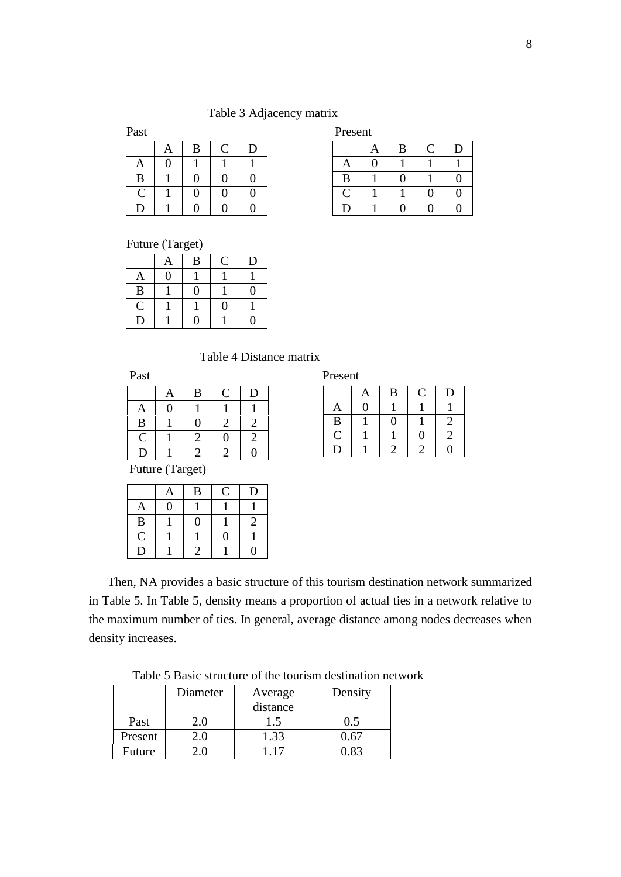Table 3 Adjacency matrix

Past

| | A | B | C | D |
|---|---|---|---|---|
| A | 0 | 1 | 1 | 1 |
| B | 1 | 0 | 0 | 0 |
| C | 1 | 0 | 0 | 0 |
| D | 1 | 0 | 0 | 0 |

Present

| | A | B | C | D |
|---|---|---|---|---|
| A | 0 | 1 | 1 | 1 |
| B | 1 | 0 | 1 | 0 |
| C | 1 | 1 | 0 | 0 |
| D | 1 | 0 | 0 | 0 |

Future (Target)

| | A | B | C | D |
|---|---|---|---|---|
| A | 0 | 1 | 1 | 1 |
| B | 1 | 0 | 1 | 0 |
| C | 1 | 1 | 0 | 1 |
| D | 1 | 0 | 1 | 0 |

Table 4 Distance matrix

Past

| | A | B | C | D |
|---|---|---|---|---|
| A | 0 | 1 | 1 | 1 |
| B | 1 | 0 | 2 | 2 |
| C | 1 | 2 | 0 | 2 |
| D | 1 | 2 | 2 | 0 |

Present

| | A | B | C | D |
|---|---|---|---|---|
| A | 0 | 1 | 1 | 1 |
| B | 1 | 0 | 1 | 2 |
| C | 1 | 1 | 0 | 2 |
| D | 1 | 2 | 2 | 0 |

Future (Target)

| | A | B | C | D |
|---|---|---|---|---|
| A | 0 | 1 | 1 | 1 |
| B | 1 | 0 | 1 | 2 |
| C | 1 | 1 | 0 | 1 |
| D | 1 | 2 | 1 | 0 |

Then, NA provides a basic structure of this tourism destination network summarized in Table 5. In Table 5, density means a proportion of actual ties in a network relative to the maximum number of ties. In general, average distance among nodes decreases when density increases.

Table 5 Basic structure of the tourism destination network

| | Diameter | Average distance | Density |
|---|---|---|---|
| Past | 2.0 | 1.5 | 0.5 |
| Present | 2.0 | 1.33 | 0.67 |
| Future | 2.0 | 1.17 | 0.83 |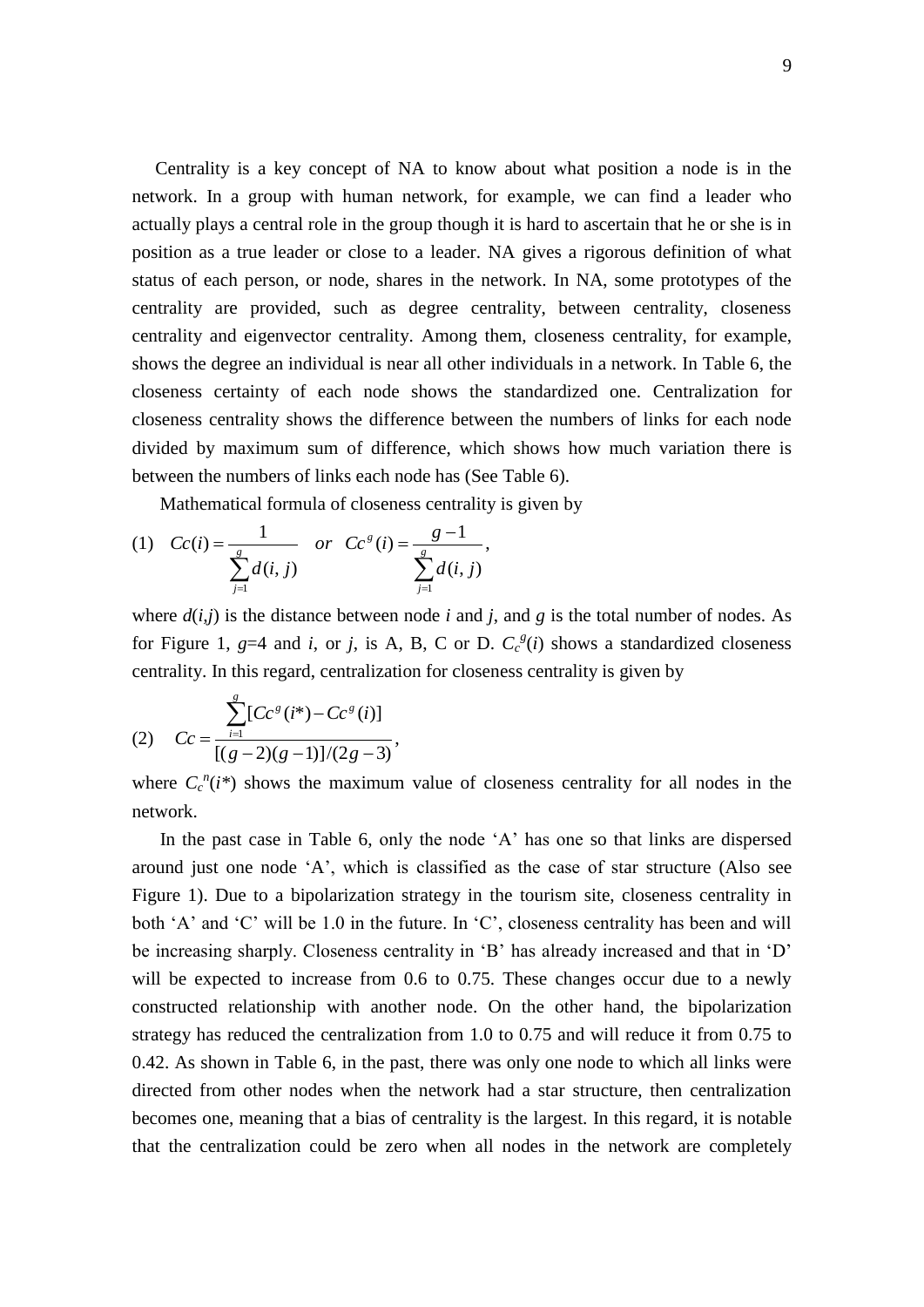Centrality is a key concept of NA to know about what position a node is in the network. In a group with human network, for example, we can find a leader who actually plays a central role in the group though it is hard to ascertain that he or she is in position as a true leader or close to a leader. NA gives a rigorous definition of what status of each person, or node, shares in the network. In NA, some prototypes of the centrality are provided, such as degree centrality, between centrality, closeness centrality and eigenvector centrality. Among them, closeness centrality, for example, shows the degree an individual is near all other individuals in a network. In Table 6, the closeness certainty of each node shows the standardized one. Centralization for closeness centrality shows the difference between the numbers of links for each node divided by maximum sum of difference, which shows how much variation there is between the numbers of links each node has (See Table 6).

Mathematical formula of closeness centrality is given by

$$\text{(1)} \quad Cc(i) = \frac{1}{\sum_{j=1}^{g} d(i,j)} \quad or \quad Cc^{g}(i) = \frac{g-1}{\sum_{j=1}^{g} d(i,j)},$$

where $d(i,j)$ is the distance between node $i$ and $j$, and $g$ is the total number of nodes. As for Figure 1, $g$=4 and $i$, or $j$, is A, B, C or D. $C_c^{g}(i)$ shows a standardized closeness centrality. In this regard, centralization for closeness centrality is given by

$$\text{(2)} \quad Cc = \frac{\sum_{i=1}^{g}[Cc^{g}(i^{*}) - Cc^{g}(i)]}{[(g-2)(g-1)]/(2g-3)},$$

where $C_c^{n}(i^{*})$ shows the maximum value of closeness centrality for all nodes in the network.

In the past case in Table 6, only the node 'A' has one so that links are dispersed around just one node 'A', which is classified as the case of star structure (Also see Figure 1). Due to a bipolarization strategy in the tourism site, closeness centrality in both 'A' and 'C' will be 1.0 in the future. In 'C', closeness centrality has been and will be increasing sharply. Closeness centrality in 'B' has already increased and that in 'D' will be expected to increase from 0.6 to 0.75. These changes occur due to a newly constructed relationship with another node. On the other hand, the bipolarization strategy has reduced the centralization from 1.0 to 0.75 and will reduce it from 0.75 to 0.42. As shown in Table 6, in the past, there was only one node to which all links were directed from other nodes when the network had a star structure, then centralization becomes one, meaning that a bias of centrality is the largest. In this regard, it is notable that the centralization could be zero when all nodes in the network are completely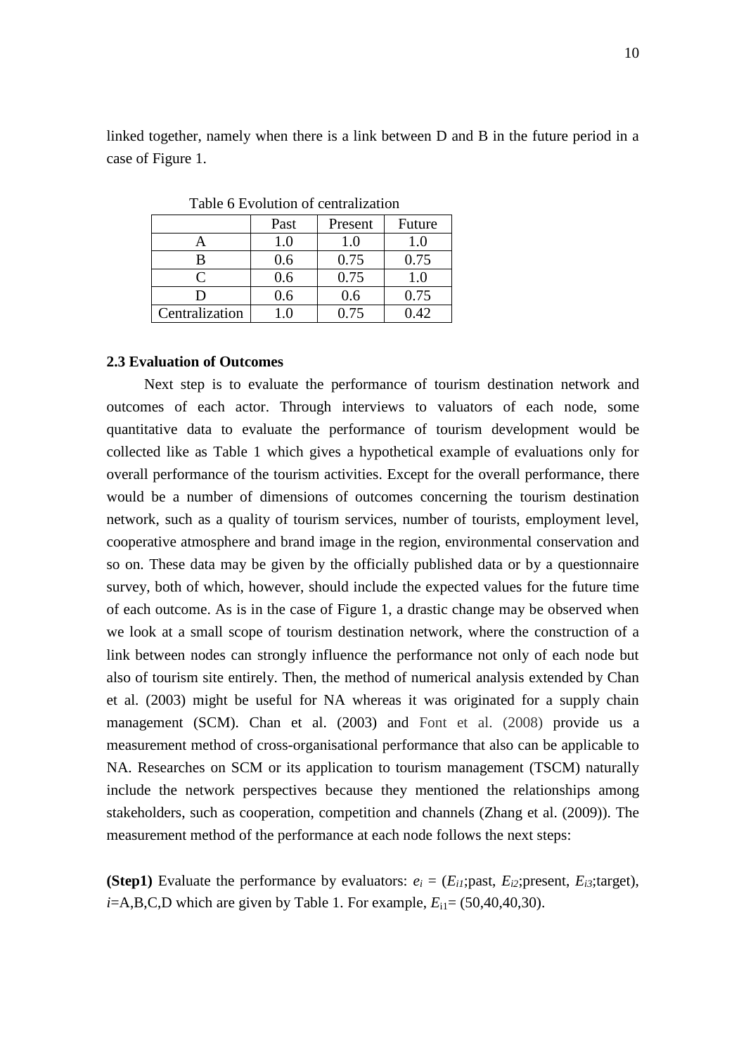linked together, namely when there is a link between D and B in the future period in a case of Figure 1.

Table 6 Evolution of centralization

| | Past | Present | Future |
|---|---|---|---|
| A | 1.0 | 1.0 | 1.0 |
| B | 0.6 | 0.75 | 0.75 |
| C | 0.6 | 0.75 | 1.0 |
| D | 0.6 | 0.6 | 0.75 |
| Centralization | 1.0 | 0.75 | 0.42 |

### 2.3 Evaluation of Outcomes

Next step is to evaluate the performance of tourism destination network and outcomes of each actor. Through interviews to valuators of each node, some quantitative data to evaluate the performance of tourism development would be collected like as Table 1 which gives a hypothetical example of evaluations only for overall performance of the tourism activities. Except for the overall performance, there would be a number of dimensions of outcomes concerning the tourism destination network, such as a quality of tourism services, number of tourists, employment level, cooperative atmosphere and brand image in the region, environmental conservation and so on. These data may be given by the officially published data or by a questionnaire survey, both of which, however, should include the expected values for the future time of each outcome. As is in the case of Figure 1, a drastic change may be observed when we look at a small scope of tourism destination network, where the construction of a link between nodes can strongly influence the performance not only of each node but also of tourism site entirely. Then, the method of numerical analysis extended by Chan et al. (2003) might be useful for NA whereas it was originated for a supply chain management (SCM). Chan et al. (2003) and Font et al. (2008) provide us a measurement method of cross-organisational performance that also can be applicable to NA. Researches on SCM or its application to tourism management (TSCM) naturally include the network perspectives because they mentioned the relationships among stakeholders, such as cooperation, competition and channels (Zhang et al. (2009)). The measurement method of the performance at each node follows the next steps:

**(Step1)** Evaluate the performance by evaluators: $e_i$ = ($E_{i1}$;past, $E_{i2}$;present, $E_{i3}$;target), $i$=A,B,C,D which are given by Table 1. For example, $E_{i1}$= (50,40,40,30).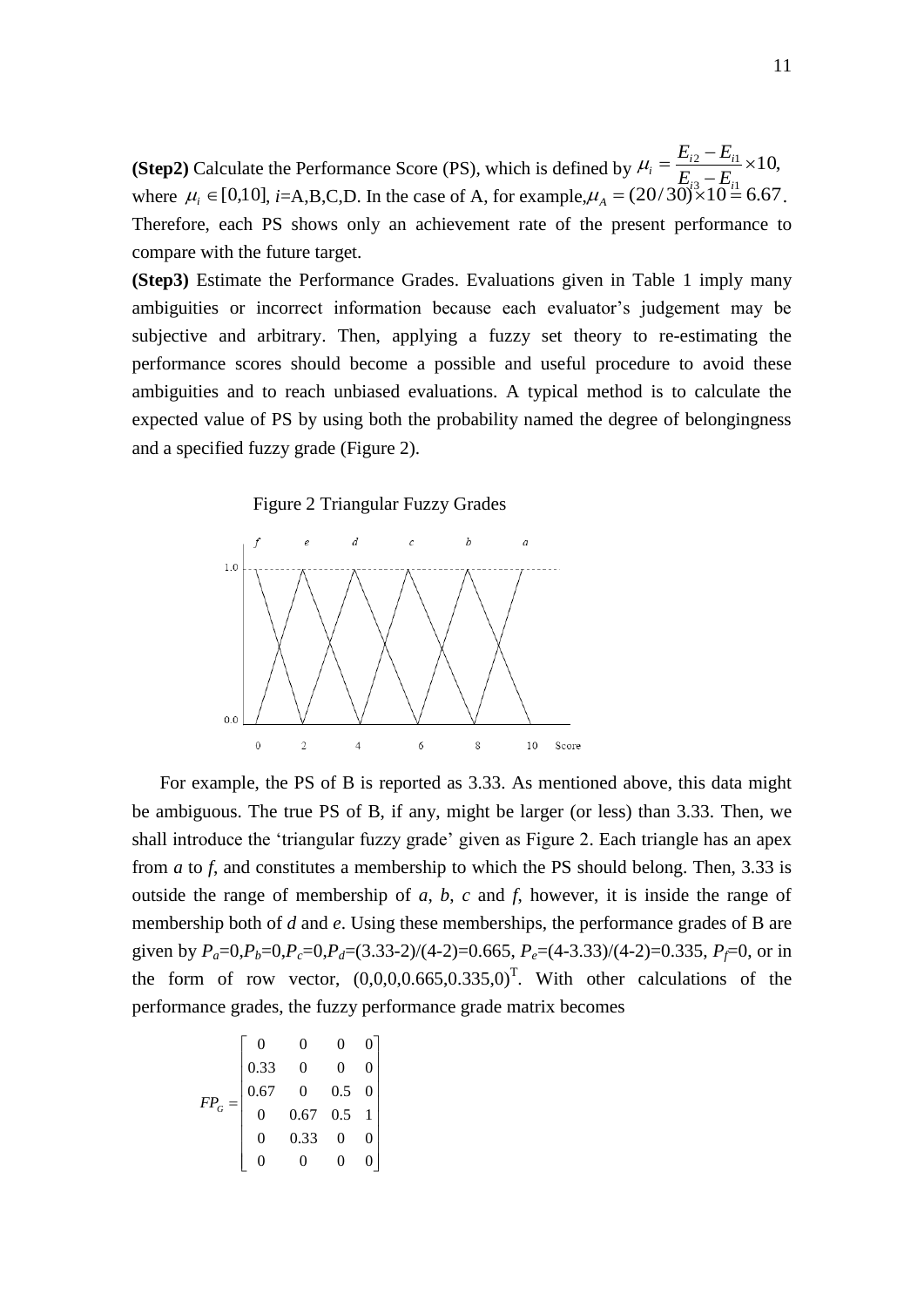**(Step2)** Calculate the Performance Score (PS), which is defined by $\mu_i = \dfrac{E_{i2} - E_{i1}}{E_{i3} - E_{i1}} \times 10$, where $\mu_i \in [0,10]$, $i$=A,B,C,D. In the case of A, for example, $\mu_A = (20/30) \times 10 = 6.67$. Therefore, each PS shows only an achievement rate of the present performance to compare with the future target.

**(Step3)** Estimate the Performance Grades. Evaluations given in Table 1 imply many ambiguities or incorrect information because each evaluator's judgement may be subjective and arbitrary. Then, applying a fuzzy set theory to re-estimating the performance scores should become a possible and useful procedure to avoid these ambiguities and to reach unbiased evaluations. A typical method is to calculate the expected value of PS by using both the probability named the degree of belongingness and a specified fuzzy grade (Figure 2).

Figure 2 Triangular Fuzzy Grades

For example, the PS of B is reported as 3.33. As mentioned above, this data might be ambiguous. The true PS of B, if any, might be larger (or less) than 3.33. Then, we shall introduce the 'triangular fuzzy grade' given as Figure 2. Each triangle has an apex from *a* to *f*, and constitutes a membership to which the PS should belong. Then, 3.33 is outside the range of membership of *a*, *b*, *c* and *f*, however, it is inside the range of membership both of *d* and *e*. Using these memberships, the performance grades of B are given by $P_a$=0,$P_b$=0,$P_c$=0,$P_d$=(3.33-2)/(4-2)=0.665, $P_e$=(4-3.33)/(4-2)=0.335, $P_f$=0, or in the form of row vector, $(0,0,0,0.665,0.335,0)^{\mathrm{T}}$. With other calculations of the performance grades, the fuzzy performance grade matrix becomes

$$FP_G = \begin{bmatrix} 0 & 0 & 0 & 0 \\ 0.33 & 0 & 0 & 0 \\ 0.67 & 0 & 0.5 & 0 \\ 0 & 0.67 & 0.5 & 1 \\ 0 & 0.33 & 0 & 0 \\ 0 & 0 & 0 & 0 \end{bmatrix}$$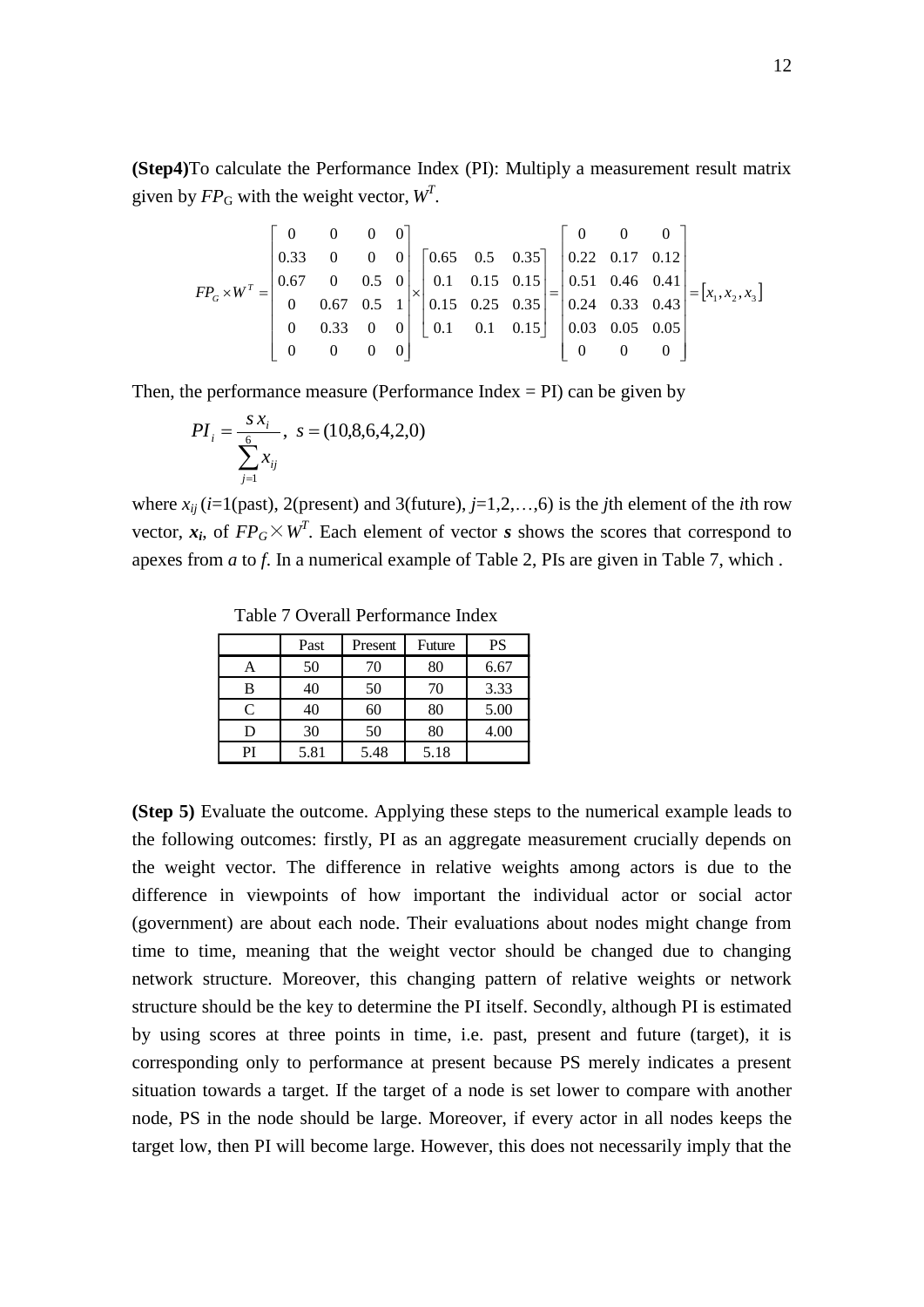**(Step4)**To calculate the Performance Index (PI): Multiply a measurement result matrix given by $FP_G$ with the weight vector, $W^T$.

$$FP_G \times W^T = \begin{bmatrix} 0 & 0 & 0 & 0 \\ 0.33 & 0 & 0 & 0 \\ 0.67 & 0 & 0.5 & 0 \\ 0 & 0.67 & 0.5 & 1 \\ 0 & 0.33 & 0 & 0 \\ 0 & 0 & 0 & 0 \end{bmatrix} \times \begin{bmatrix} 0.65 & 0.5 & 0.35 \\ 0.1 & 0.15 & 0.15 \\ 0.15 & 0.25 & 0.35 \\ 0.1 & 0.1 & 0.15 \end{bmatrix} = \begin{bmatrix} 0 & 0 & 0 \\ 0.22 & 0.17 & 0.12 \\ 0.51 & 0.46 & 0.41 \\ 0.24 & 0.33 & 0.43 \\ 0.03 & 0.05 & 0.05 \\ 0 & 0 & 0 \end{bmatrix} = [x_1, x_2, x_3]$$

Then, the performance measure (Performance Index = PI) can be given by

$$PI_i = \frac{s\,x_i}{\sum_{j=1}^{6} x_{ij}}, \ s = (10,8,6,4,2,0)$$

where $x_{ij}$ ($i$=1(past), 2(present) and 3(future), $j$=1,2,…,6) is the $j$th element of the $i$th row vector, $\boldsymbol{x_i}$, of $FP_G \times W^T$. Each element of vector $\boldsymbol{s}$ shows the scores that correspond to apexes from $a$ to $f$. In a numerical example of Table 2, PIs are given in Table 7, which .

Table 7 Overall Performance Index

| | Past | Present | Future | PS |
|---|---|---|---|---|
| A | 50 | 70 | 80 | 6.67 |
| B | 40 | 50 | 70 | 3.33 |
| C | 40 | 60 | 80 | 5.00 |
| D | 30 | 50 | 80 | 4.00 |
| PI | 5.81 | 5.48 | 5.18 | |

**(Step 5)** Evaluate the outcome. Applying these steps to the numerical example leads to the following outcomes: firstly, PI as an aggregate measurement crucially depends on the weight vector. The difference in relative weights among actors is due to the difference in viewpoints of how important the individual actor or social actor (government) are about each node. Their evaluations about nodes might change from time to time, meaning that the weight vector should be changed due to changing network structure. Moreover, this changing pattern of relative weights or network structure should be the key to determine the PI itself. Secondly, although PI is estimated by using scores at three points in time, i.e. past, present and future (target), it is corresponding only to performance at present because PS merely indicates a present situation towards a target. If the target of a node is set lower to compare with another node, PS in the node should be large. Moreover, if every actor in all nodes keeps the target low, then PI will become large. However, this does not necessarily imply that the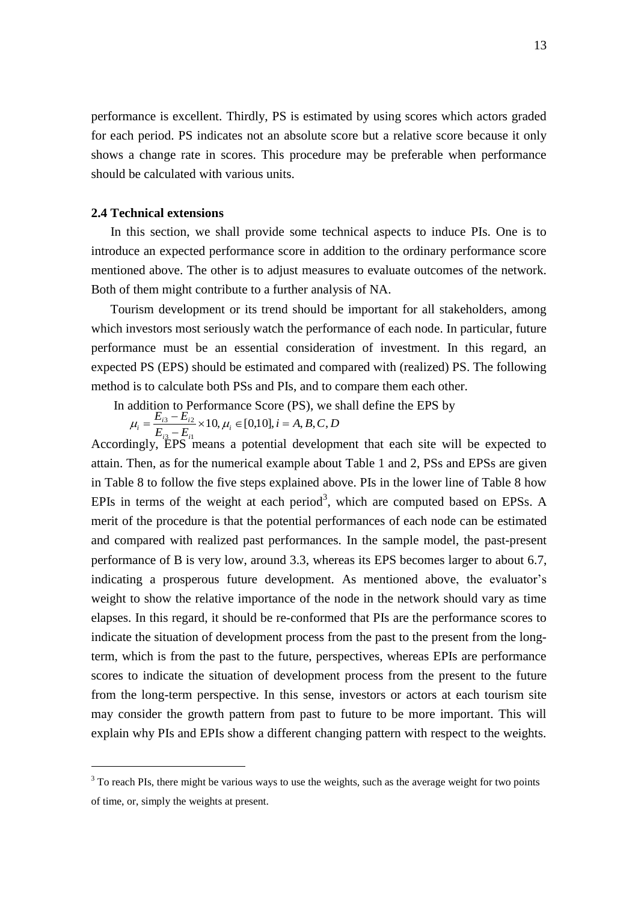performance is excellent. Thirdly, PS is estimated by using scores which actors graded for each period. PS indicates not an absolute score but a relative score because it only shows a change rate in scores. This procedure may be preferable when performance should be calculated with various units.

### 2.4 Technical extensions

In this section, we shall provide some technical aspects to induce PIs. One is to introduce an expected performance score in addition to the ordinary performance score mentioned above. The other is to adjust measures to evaluate outcomes of the network. Both of them might contribute to a further analysis of NA.

Tourism development or its trend should be important for all stakeholders, among which investors most seriously watch the performance of each node. In particular, future performance must be an essential consideration of investment. In this regard, an expected PS (EPS) should be estimated and compared with (realized) PS. The following method is to calculate both PSs and PIs, and to compare them each other.

In addition to Performance Score (PS), we shall define the EPS by

$$\mu_i = \frac{E_{i3} - E_{i2}}{E_{i3} - E_{i1}} \times 10, \mu_i \in [0,10], i = A, B, C, D$$

Accordingly, EPS means a potential development that each site will be expected to attain. Then, as for the numerical example about Table 1 and 2, PSs and EPSs are given in Table 8 to follow the five steps explained above. PIs in the lower line of Table 8 how EPIs in terms of the weight at each period[3], which are computed based on EPSs. A merit of the procedure is that the potential performances of each node can be estimated and compared with realized past performances. In the sample model, the past-present performance of B is very low, around 3.3, whereas its EPS becomes larger to about 6.7, indicating a prosperous future development. As mentioned above, the evaluator's weight to show the relative importance of the node in the network should vary as time elapses. In this regard, it should be re-conformed that PIs are the performance scores to indicate the situation of development process from the past to the present from the long-term, which is from the past to the future, perspectives, whereas EPIs are performance scores to indicate the situation of development process from the present to the future from the long-term perspective. In this sense, investors or actors at each tourism site may consider the growth pattern from past to future to be more important. This will explain why PIs and EPIs show a different changing pattern with respect to the weights.

[3] To reach PIs, there might be various ways to use the weights, such as the average weight for two points of time, or, simply the weights at present.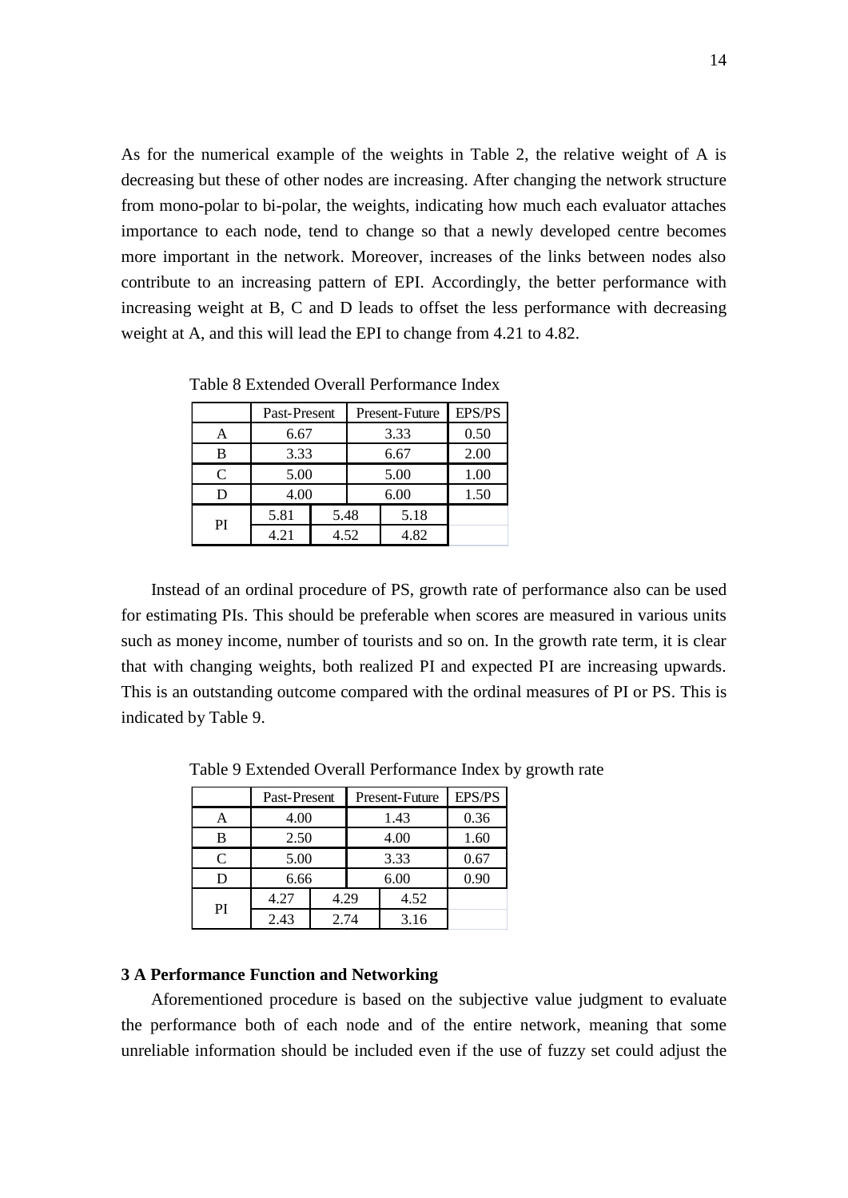As for the numerical example of the weights in Table 2, the relative weight of A is decreasing but these of other nodes are increasing. After changing the network structure from mono-polar to bi-polar, the weights, indicating how much each evaluator attaches importance to each node, tend to change so that a newly developed centre becomes more important in the network. Moreover, increases of the links between nodes also contribute to an increasing pattern of EPI. Accordingly, the better performance with increasing weight at B, C and D leads to offset the less performance with decreasing weight at A, and this will lead the EPI to change from 4.21 to 4.82.

Table 8 Extended Overall Performance Index

| | Past-Present | | Present-Future | EPS/PS |
|---|---|---|---|---|
| A | 6.67 | | 3.33 | 0.50 |
| B | 3.33 | | 6.67 | 2.00 |
| C | 5.00 | | 5.00 | 1.00 |
| D | 4.00 | | 6.00 | 1.50 |
| PI | 5.81 | 5.48 | 5.18 | |
| | 4.21 | 4.52 | 4.82 | |

Instead of an ordinal procedure of PS, growth rate of performance also can be used for estimating PIs. This should be preferable when scores are measured in various units such as money income, number of tourists and so on. In the growth rate term, it is clear that with changing weights, both realized PI and expected PI are increasing upwards. This is an outstanding outcome compared with the ordinal measures of PI or PS. This is indicated by Table 9.

Table 9 Extended Overall Performance Index by growth rate

| | Past-Present | | Present-Future | EPS/PS |
|---|---|---|---|---|
| A | 4.00 | | 1.43 | 0.36 |
| B | 2.50 | | 4.00 | 1.60 |
| C | 5.00 | | 3.33 | 0.67 |
| D | 6.66 | | 6.00 | 0.90 |
| PI | 4.27 | 4.29 | 4.52 | |
| | 2.43 | 2.74 | 3.16 | |

### 3 A Performance Function and Networking

Aforementioned procedure is based on the subjective value judgment to evaluate the performance both of each node and of the entire network, meaning that some unreliable information should be included even if the use of fuzzy set could adjust the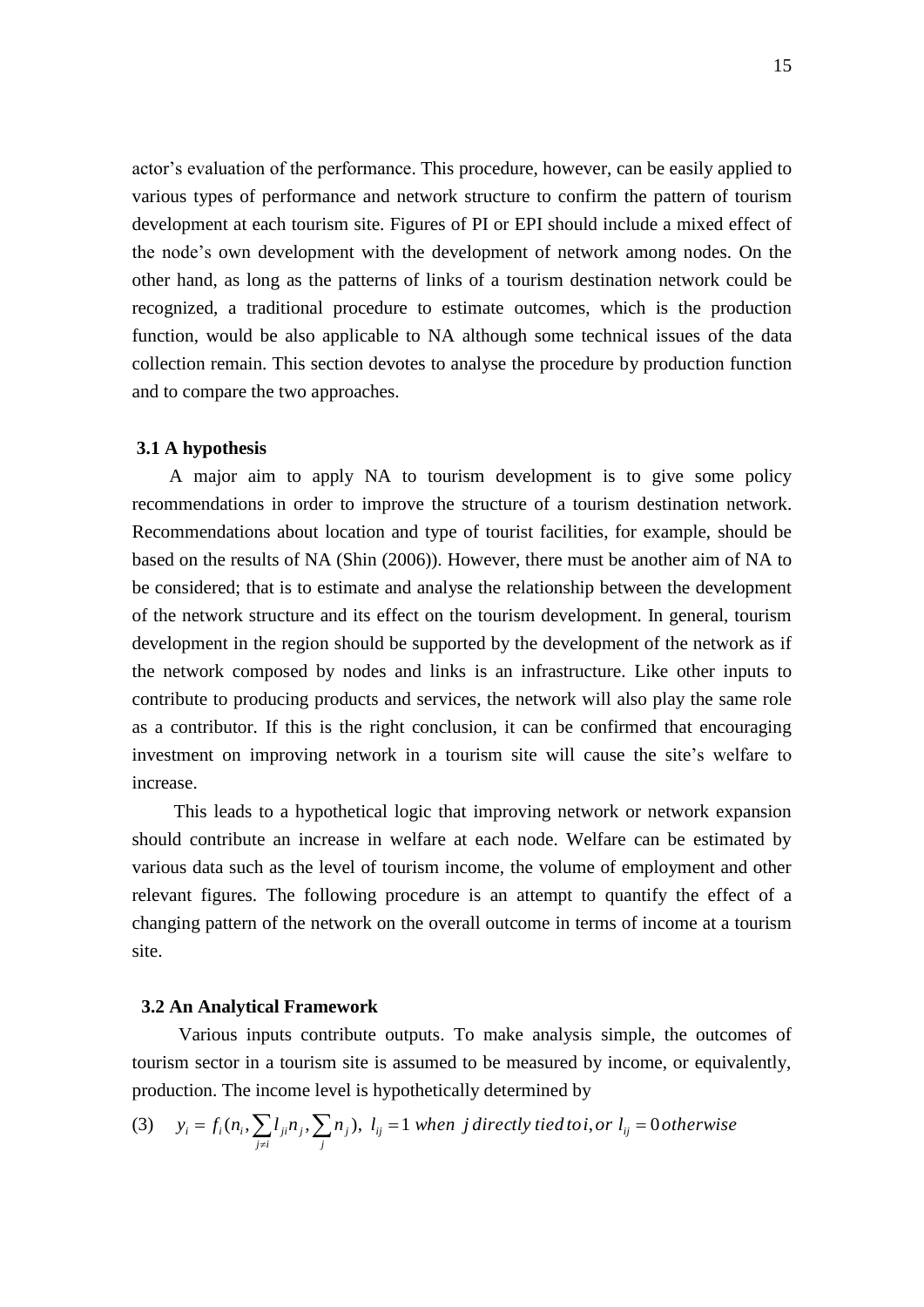actor's evaluation of the performance. This procedure, however, can be easily applied to various types of performance and network structure to confirm the pattern of tourism development at each tourism site. Figures of PI or EPI should include a mixed effect of the node's own development with the development of network among nodes. On the other hand, as long as the patterns of links of a tourism destination network could be recognized, a traditional procedure to estimate outcomes, which is the production function, would be also applicable to NA although some technical issues of the data collection remain. This section devotes to analyse the procedure by production function and to compare the two approaches.

### 3.1 A hypothesis

A major aim to apply NA to tourism development is to give some policy recommendations in order to improve the structure of a tourism destination network. Recommendations about location and type of tourist facilities, for example, should be based on the results of NA (Shin (2006)). However, there must be another aim of NA to be considered; that is to estimate and analyse the relationship between the development of the network structure and its effect on the tourism development. In general, tourism development in the region should be supported by the development of the network as if the network composed by nodes and links is an infrastructure. Like other inputs to contribute to producing products and services, the network will also play the same role as a contributor. If this is the right conclusion, it can be confirmed that encouraging investment on improving network in a tourism site will cause the site's welfare to increase.

This leads to a hypothetical logic that improving network or network expansion should contribute an increase in welfare at each node. Welfare can be estimated by various data such as the level of tourism income, the volume of employment and other relevant figures. The following procedure is an attempt to quantify the effect of a changing pattern of the network on the overall outcome in terms of income at a tourism site.

### 3.2 An Analytical Framework

Various inputs contribute outputs. To make analysis simple, the outcomes of tourism sector in a tourism site is assumed to be measured by income, or equivalently, production. The income level is hypothetically determined by

$$(3) \quad y_i = f_i(n_i, \sum_{j \neq i} l_{ji} n_j, \sum_j n_j),\ l_{ij} = 1 \ when \ j \ directly \ tied \ to \ i, or \ l_{ij} = 0 \ otherwise$$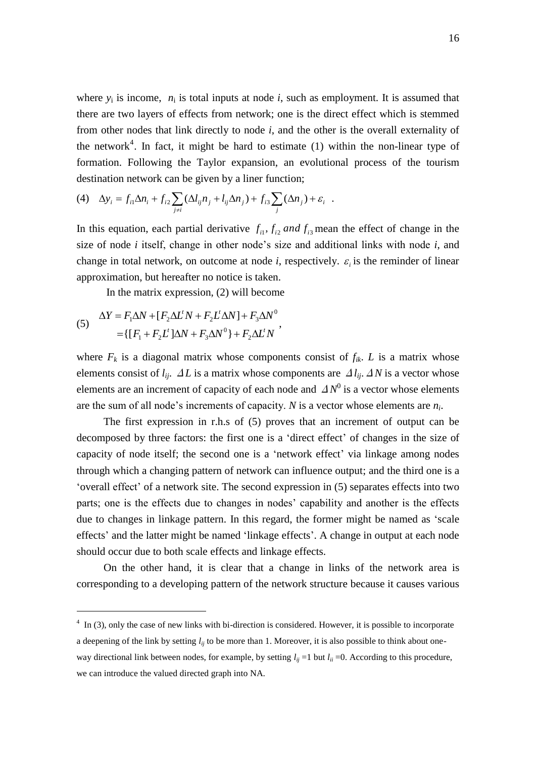where $y_i$ is income, $n_i$ is total inputs at node $i$, such as employment. It is assumed that there are two layers of effects from network; one is the direct effect which is stemmed from other nodes that link directly to node $i$, and the other is the overall externality of the network[4]. In fact, it might be hard to estimate (1) within the non-linear type of formation. Following the Taylor expansion, an evolutional process of the tourism destination network can be given by a liner function;

$$(4) \quad \Delta y_i = f_{i1}\Delta n_i + f_{i2}\sum_{j \neq i}(\Delta l_{ij} n_j + l_{ij}\Delta n_j) + f_{i3}\sum_{j}(\Delta n_j) + \varepsilon_i \ .$$

In this equation, each partial derivative $f_{i1}, f_{i2}$ *and* $f_{i3}$ mean the effect of change in the size of node $i$ itself, change in other node's size and additional links with node $i$, and change in total network, on outcome at node $i$, respectively. $\varepsilon_i$ is the reminder of linear approximation, but hereafter no notice is taken.

In the matrix expression, (2) will become

$$(5) \quad \begin{aligned} \Delta Y &= F_1 \Delta N + [F_2 \Delta L^t N + F_2 L^t \Delta N] + F_3 \Delta N^0 \\ &= \{[F_1 + F_2 L^t]\Delta N + F_3 \Delta N^0\} + F_2 \Delta L^t N \end{aligned},$$

where $F_k$ is a diagonal matrix whose components consist of $f_{ik}$. $L$ is a matrix whose elements consist of $l_{ij}$. $\Delta L$ is a matrix whose components are $\Delta l_{ij}$. $\Delta N$ is a vector whose elements are an increment of capacity of each node and $\Delta N^0$ is a vector whose elements are the sum of all node's increments of capacity. $N$ is a vector whose elements are $n_i$.

The first expression in r.h.s of (5) proves that an increment of output can be decomposed by three factors: the first one is a 'direct effect' of changes in the size of capacity of node itself; the second one is a 'network effect' via linkage among nodes through which a changing pattern of network can influence output; and the third one is a 'overall effect' of a network site. The second expression in (5) separates effects into two parts; one is the effects due to changes in nodes' capability and another is the effects due to changes in linkage pattern. In this regard, the former might be named as 'scale effects' and the latter might be named 'linkage effects'. A change in output at each node should occur due to both scale effects and linkage effects.

On the other hand, it is clear that a change in links of the network area is corresponding to a developing pattern of the network structure because it causes various

---

[4] In (3), only the case of new links with bi-direction is considered. However, it is possible to incorporate a deepening of the link by setting $l_{ij}$ to be more than 1. Moreover, it is also possible to think about one-way directional link between nodes, for example, by setting $l_{ij}$ =1 but $l_{ii}$ =0. According to this procedure, we can introduce the valued directed graph into NA.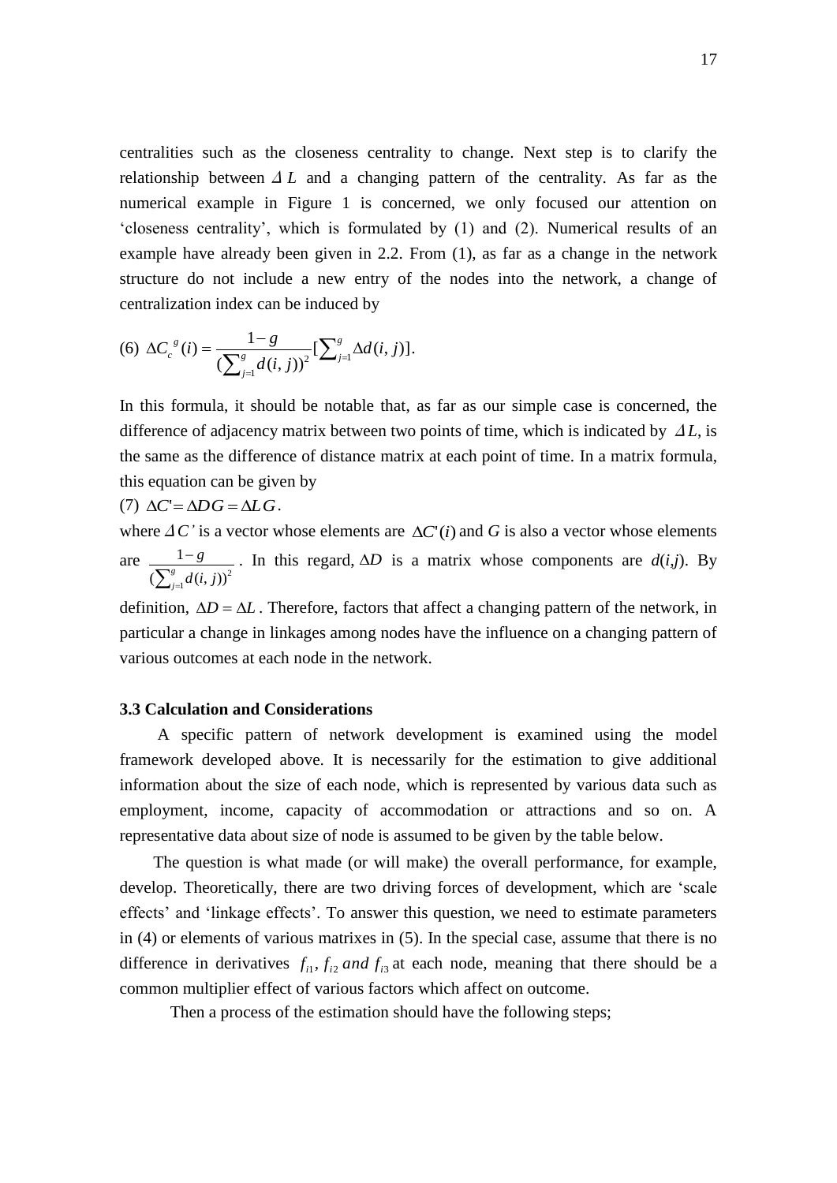centralities such as the closeness centrality to change. Next step is to clarify the relationship between $\Delta L$ and a changing pattern of the centrality. As far as the numerical example in Figure 1 is concerned, we only focused our attention on 'closeness centrality', which is formulated by (1) and (2). Numerical results of an example have already been given in 2.2. From (1), as far as a change in the network structure do not include a new entry of the nodes into the network, a change of centralization index can be induced by

(6) $$\Delta C_c^{\ g}(i) = \frac{1-g}{(\sum_{j=1}^{g} d(i,j))^2}[\sum_{j=1}^{g} \Delta d(i,j)].$$

In this formula, it should be notable that, as far as our simple case is concerned, the difference of adjacency matrix between two points of time, which is indicated by $\Delta L$, is the same as the difference of distance matrix at each point of time. In a matrix formula, this equation can be given by

(7) $\Delta C' = \Delta D G = \Delta L G$.

where $\Delta C'$ is a vector whose elements are $\Delta C'(i)$ and $G$ is also a vector whose elements are $\frac{1-g}{(\sum_{j=1}^{g} d(i,j))^2}$. In this regard, $\Delta D$ is a matrix whose components are $d(i,j)$. By definition, $\Delta D = \Delta L$. Therefore, factors that affect a changing pattern of the network, in particular a change in linkages among nodes have the influence on a changing pattern of various outcomes at each node in the network.

### 3.3 Calculation and Considerations

A specific pattern of network development is examined using the model framework developed above. It is necessarily for the estimation to give additional information about the size of each node, which is represented by various data such as employment, income, capacity of accommodation or attractions and so on. A representative data about size of node is assumed to be given by the table below.

The question is what made (or will make) the overall performance, for example, develop. Theoretically, there are two driving forces of development, which are 'scale effects' and 'linkage effects'. To answer this question, we need to estimate parameters in (4) or elements of various matrixes in (5). In the special case, assume that there is no difference in derivatives $f_{i1}, f_{i2}$ *and* $f_{i3}$ at each node, meaning that there should be a common multiplier effect of various factors which affect on outcome.

Then a process of the estimation should have the following steps;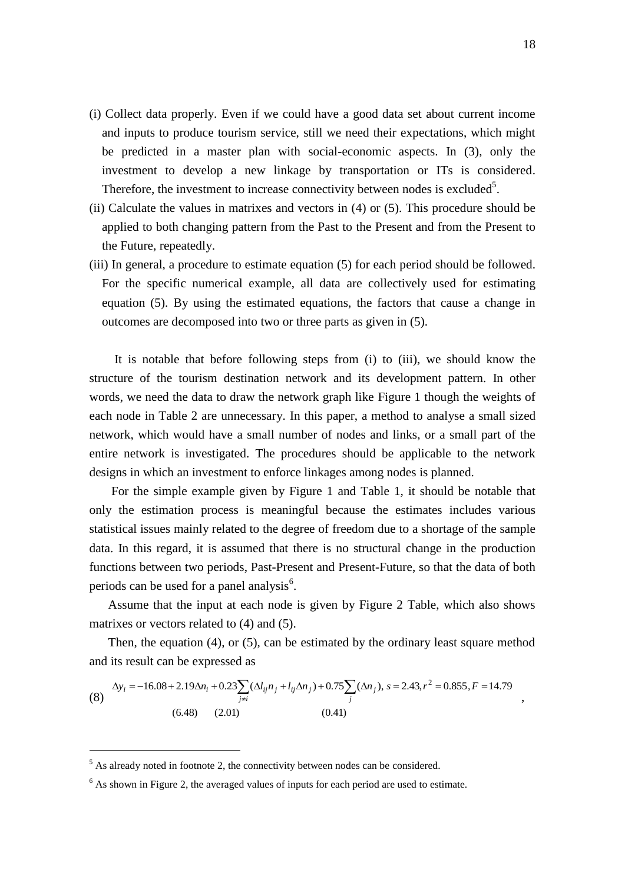(i) Collect data properly. Even if we could have a good data set about current income and inputs to produce tourism service, still we need their expectations, which might be predicted in a master plan with social-economic aspects. In (3), only the investment to develop a new linkage by transportation or ITs is considered. Therefore, the investment to increase connectivity between nodes is excluded[5].

(ii) Calculate the values in matrixes and vectors in (4) or (5). This procedure should be applied to both changing pattern from the Past to the Present and from the Present to the Future, repeatedly.

(iii) In general, a procedure to estimate equation (5) for each period should be followed. For the specific numerical example, all data are collectively used for estimating equation (5). By using the estimated equations, the factors that cause a change in outcomes are decomposed into two or three parts as given in (5).

It is notable that before following steps from (i) to (iii), we should know the structure of the tourism destination network and its development pattern. In other words, we need the data to draw the network graph like Figure 1 though the weights of each node in Table 2 are unnecessary. In this paper, a method to analyse a small sized network, which would have a small number of nodes and links, or a small part of the entire network is investigated. The procedures should be applicable to the network designs in which an investment to enforce linkages among nodes is planned.

For the simple example given by Figure 1 and Table 1, it should be notable that only the estimation process is meaningful because the estimates includes various statistical issues mainly related to the degree of freedom due to a shortage of the sample data. In this regard, it is assumed that there is no structural change in the production functions between two periods, Past-Present and Present-Future, so that the data of both periods can be used for a panel analysis[6].

Assume that the input at each node is given by Figure 2 Table, which also shows matrixes or vectors related to (4) and (5).

Then, the equation (4), or (5), can be estimated by the ordinary least square method and its result can be expressed as

$$(8) \quad \Delta y_i = -16.08 + \underset{(6.48)}{2.19}\Delta n_i + \underset{(2.01)}{0.23}\sum_{j \neq i}(\Delta l_{ij} n_j + l_{ij}\Delta n_j) + \underset{(0.41)}{0.75}\sum_{j}(\Delta n_j),\ s = 2.43, r^2 = 0.855, F = 14.79,$$

[5] As already noted in footnote 2, the connectivity between nodes can be considered.

[6] As shown in Figure 2, the averaged values of inputs for each period are used to estimate.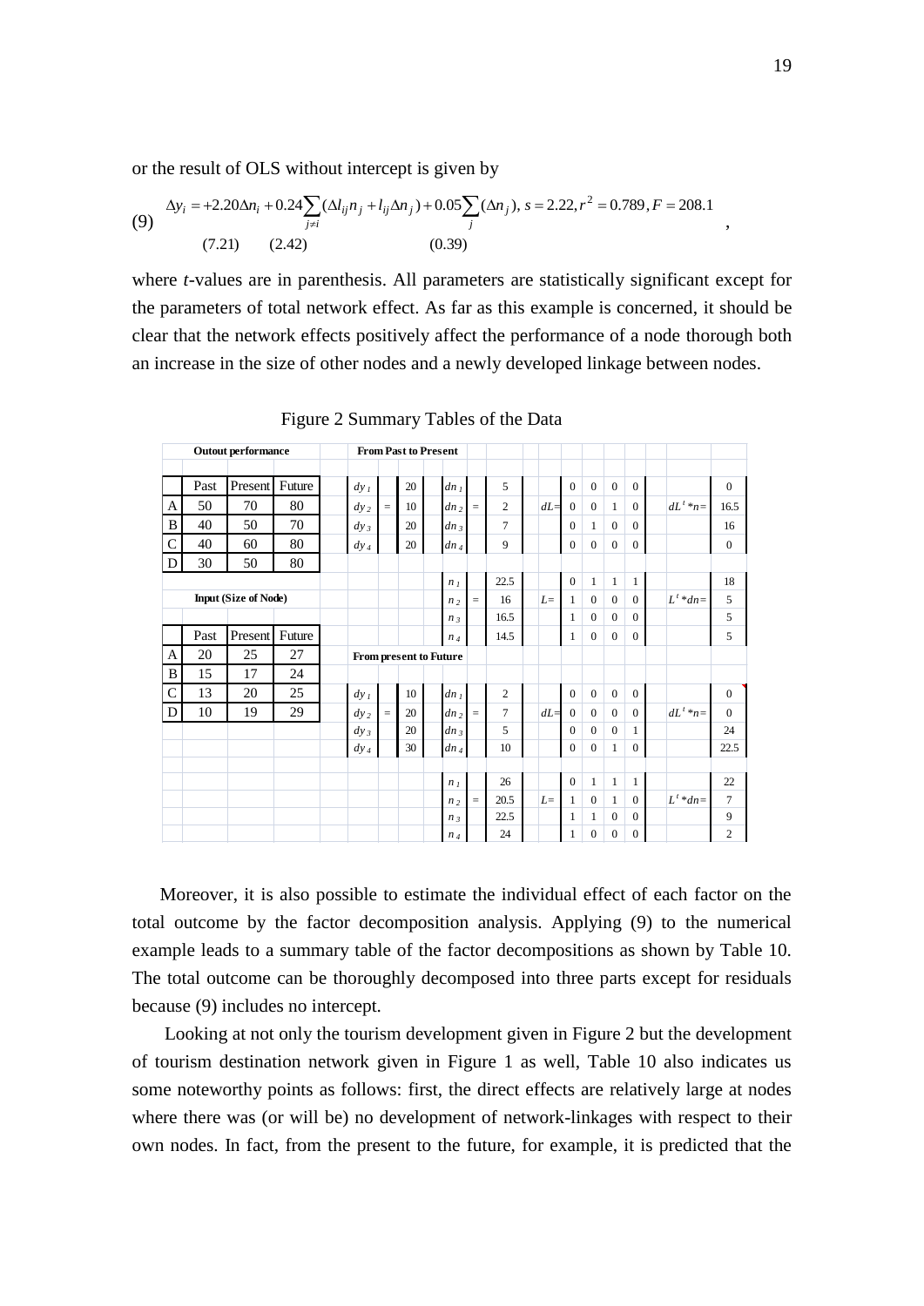or the result of OLS without intercept is given by

$$\Delta y_i = +2.20\Delta n_i + 0.24\sum_{j \neq i}(\Delta l_{ij} n_j + l_{ij}\Delta n_j) + 0.05\sum_{j}(\Delta n_j),\ s = 2.22, r^2 = 0.789, F = 208.1 \tag{9}$$

$$\qquad (7.21) \qquad (2.42) \qquad\qquad\qquad (0.39)$$

where *t*-values are in parenthesis. All parameters are statistically significant except for the parameters of total network effect. As far as this example is concerned, it should be clear that the network effects positively affect the performance of a node thorough both an increase in the size of other nodes and a newly developed linkage between nodes.

Figure 2 Summary Tables of the Data

**Outout performance**

| | Past | Present | Future |
|---|---|---|---|
| A | 50 | 70 | 80 |
| B | 40 | 50 | 70 |
| C | 40 | 60 | 80 |
| D | 30 | 50 | 80 |

**Input (Size of Node)**

| | Past | Present | Future |
|---|---|---|---|
| A | 20 | 25 | 27 |
| B | 15 | 17 | 24 |
| C | 13 | 20 | 25 |
| D | 10 | 19 | 29 |

**From Past to Present**

| | | | | | | | | | | | | |
|---|---|---|---|---|---|---|---|---|---|---|---|---|
| $dy_1$ | | 20 | $dn_1$ | | 5 | | 0 | 0 | 0 | 0 | | 0 |
| $dy_2$ | = | 10 | $dn_2$ | = | 2 | $dL=$ | 0 | 0 | 1 | 0 | $dL^t*n=$ | 16.5 |
| $dy_3$ | | 20 | $dn_3$ | | 7 | | 0 | 1 | 0 | 0 | | 16 |
| $dy_4$ | | 20 | $dn_4$ | | 9 | | 0 | 0 | 0 | 0 | | 0 |
| | | | $n_1$ | | 22.5 | | 0 | 1 | 1 | 1 | | 18 |
| | | | $n_2$ | = | 16 | $L=$ | 1 | 0 | 0 | 0 | $L^t*dn=$ | 5 |
| | | | $n_3$ | | 16.5 | | 1 | 0 | 0 | 0 | | 5 |
| | | | $n_4$ | | 14.5 | | 1 | 0 | 0 | 0 | | 5 |

**From present to Future**

| | | | | | | | | | | | | |
|---|---|---|---|---|---|---|---|---|---|---|---|---|
| $dy_1$ | | 10 | $dn_1$ | | 2 | | 0 | 0 | 0 | 0 | | 0 |
| $dy_2$ | = | 20 | $dn_2$ | = | 7 | $dL=$ | 0 | 0 | 0 | 0 | $dL^t*n=$ | 0 |
| $dy_3$ | | 20 | $dn_3$ | | 5 | | 0 | 0 | 0 | 1 | | 24 |
| $dy_4$ | | 30 | $dn_4$ | | 10 | | 0 | 0 | 1 | 0 | | 22.5 |
| | | | $n_1$ | | 26 | | 0 | 1 | 1 | 1 | | 22 |
| | | | $n_2$ | = | 20.5 | $L=$ | 1 | 0 | 1 | 0 | $L^t*dn=$ | 7 |
| | | | $n_3$ | | 22.5 | | 1 | 1 | 0 | 0 | | 9 |
| | | | $n_4$ | | 24 | | 1 | 0 | 0 | 0 | | 2 |

Moreover, it is also possible to estimate the individual effect of each factor on the total outcome by the factor decomposition analysis. Applying (9) to the numerical example leads to a summary table of the factor decompositions as shown by Table 10. The total outcome can be thoroughly decomposed into three parts except for residuals because (9) includes no intercept.

Looking at not only the tourism development given in Figure 2 but the development of tourism destination network given in Figure 1 as well, Table 10 also indicates us some noteworthy points as follows: first, the direct effects are relatively large at nodes where there was (or will be) no development of network-linkages with respect to their own nodes. In fact, from the present to the future, for example, it is predicted that the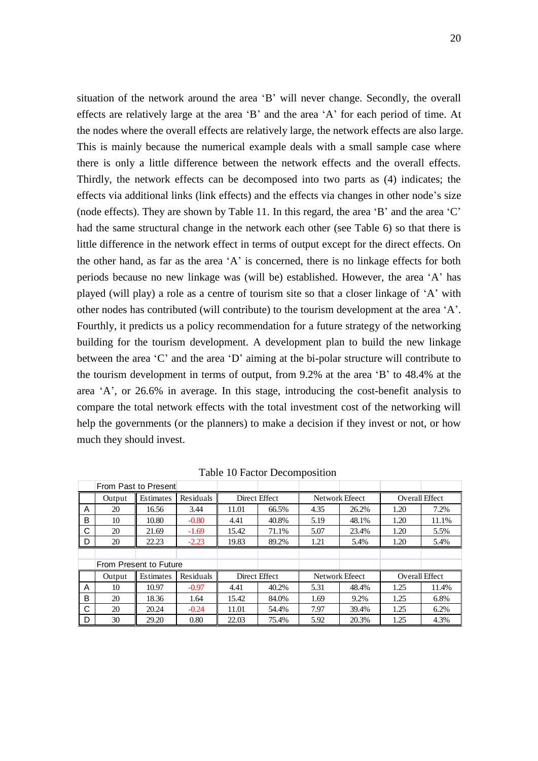situation of the network around the area 'B' will never change. Secondly, the overall effects are relatively large at the area 'B' and the area 'A' for each period of time. At the nodes where the overall effects are relatively large, the network effects are also large. This is mainly because the numerical example deals with a small sample case where there is only a little difference between the network effects and the overall effects. Thirdly, the network effects can be decomposed into two parts as (4) indicates; the effects via additional links (link effects) and the effects via changes in other node's size (node effects). They are shown by Table 11. In this regard, the area 'B' and the area 'C' had the same structural change in the network each other (see Table 6) so that there is little difference in the network effect in terms of output except for the direct effects. On the other hand, as far as the area 'A' is concerned, there is no linkage effects for both periods because no new linkage was (will be) established. However, the area 'A' has played (will play) a role as a centre of tourism site so that a closer linkage of 'A' with other nodes has contributed (will contribute) to the tourism development at the area 'A'. Fourthly, it predicts us a policy recommendation for a future strategy of the networking building for the tourism development. A development plan to build the new linkage between the area 'C' and the area 'D' aiming at the bi-polar structure will contribute to the tourism development in terms of output, from 9.2% at the area 'B' to 48.4% at the area 'A', or 26.6% in average. In this stage, introducing the cost-benefit analysis to compare the total network effects with the total investment cost of the networking will help the governments (or the planners) to make a decision if they invest or not, or how much they should invest.

Table 10 Factor Decomposition

**From Past to Present**

| | Output | Estimates | Residuals | Direct Effect | | Network Efeect | | Overall Effect | |
|---|---|---|---|---|---|---|---|---|---|
| A | 20 | 16.56 | 3.44 | 11.01 | 66.5% | 4.35 | 26.2% | 1.20 | 7.2% |
| B | 10 | 10.80 | -0.80 | 4.41 | 40.8% | 5.19 | 48.1% | 1.20 | 11.1% |
| C | 20 | 21.69 | -1.69 | 15.42 | 71.1% | 5.07 | 23.4% | 1.20 | 5.5% |
| D | 20 | 22.23 | -2.23 | 19.83 | 89.2% | 1.21 | 5.4% | 1.20 | 5.4% |

**From Present to Future**

| | Output | Estimates | Residuals | Direct Effect | | Network Efeect | | Overall Effect | |
|---|---|---|---|---|---|---|---|---|---|
| A | 10 | 10.97 | -0.97 | 4.41 | 40.2% | 5.31 | 48.4% | 1.25 | 11.4% |
| B | 20 | 18.36 | 1.64 | 15.42 | 84.0% | 1.69 | 9.2% | 1.25 | 6.8% |
| C | 20 | 20.24 | -0.24 | 11.01 | 54.4% | 7.97 | 39.4% | 1.25 | 6.2% |
| D | 30 | 29.20 | 0.80 | 22.03 | 75.4% | 5.92 | 20.3% | 1.25 | 4.3% |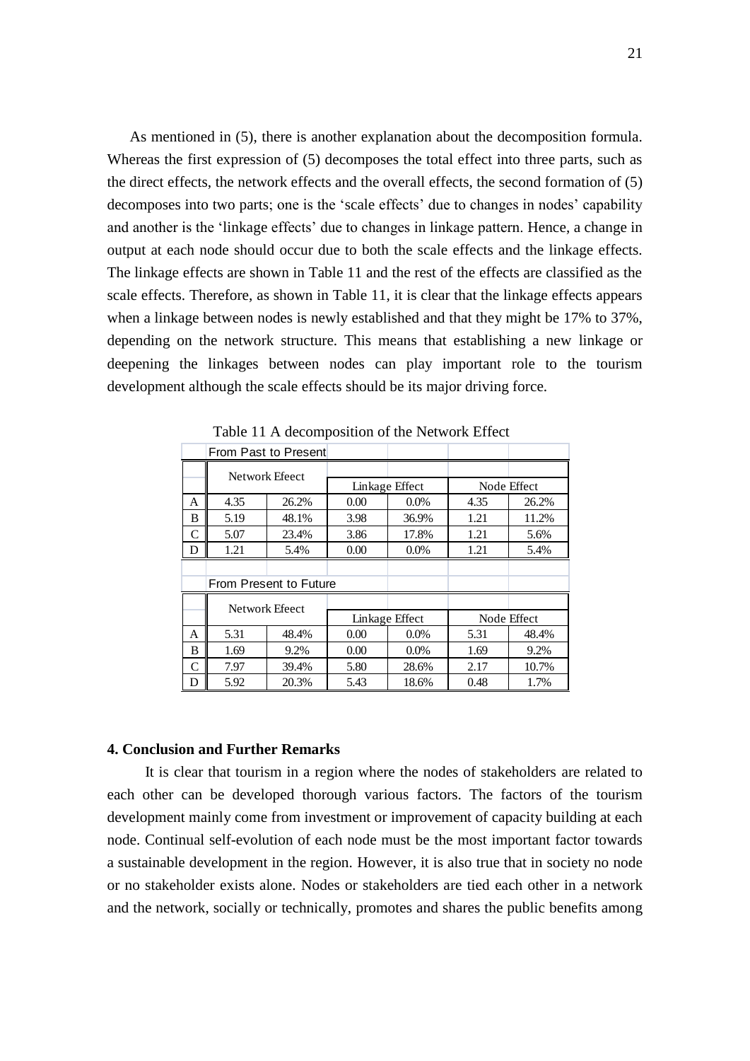As mentioned in (5), there is another explanation about the decomposition formula. Whereas the first expression of (5) decomposes the total effect into three parts, such as the direct effects, the network effects and the overall effects, the second formation of (5) decomposes into two parts; one is the 'scale effects' due to changes in nodes' capability and another is the 'linkage effects' due to changes in linkage pattern. Hence, a change in output at each node should occur due to both the scale effects and the linkage effects. The linkage effects are shown in Table 11 and the rest of the effects are classified as the scale effects. Therefore, as shown in Table 11, it is clear that the linkage effects appears when a linkage between nodes is newly established and that they might be 17% to 37%, depending on the network structure. This means that establishing a new linkage or deepening the linkages between nodes can play important role to the tourism development although the scale effects should be its major driving force.

Table 11 A decomposition of the Network Effect

| | From Past to Present | | | | | |
|---|---|---|---|---|---|---|
| | Network Efeect | | Linkage Effect | | Node Effect | |
| A | 4.35 | 26.2% | 0.00 | 0.0% | 4.35 | 26.2% |
| B | 5.19 | 48.1% | 3.98 | 36.9% | 1.21 | 11.2% |
| C | 5.07 | 23.4% | 3.86 | 17.8% | 1.21 | 5.6% |
| D | 1.21 | 5.4% | 0.00 | 0.0% | 1.21 | 5.4% |
| | From Present to Future | | | | | |
| | Network Efeect | | Linkage Effect | | Node Effect | |
| A | 5.31 | 48.4% | 0.00 | 0.0% | 5.31 | 48.4% |
| B | 1.69 | 9.2% | 0.00 | 0.0% | 1.69 | 9.2% |
| C | 7.97 | 39.4% | 5.80 | 28.6% | 2.17 | 10.7% |
| D | 5.92 | 20.3% | 5.43 | 18.6% | 0.48 | 1.7% |

### 4. Conclusion and Further Remarks

It is clear that tourism in a region where the nodes of stakeholders are related to each other can be developed thorough various factors. The factors of the tourism development mainly come from investment or improvement of capacity building at each node. Continual self-evolution of each node must be the most important factor towards a sustainable development in the region. However, it is also true that in society no node or no stakeholder exists alone. Nodes or stakeholders are tied each other in a network and the network, socially or technically, promotes and shares the public benefits among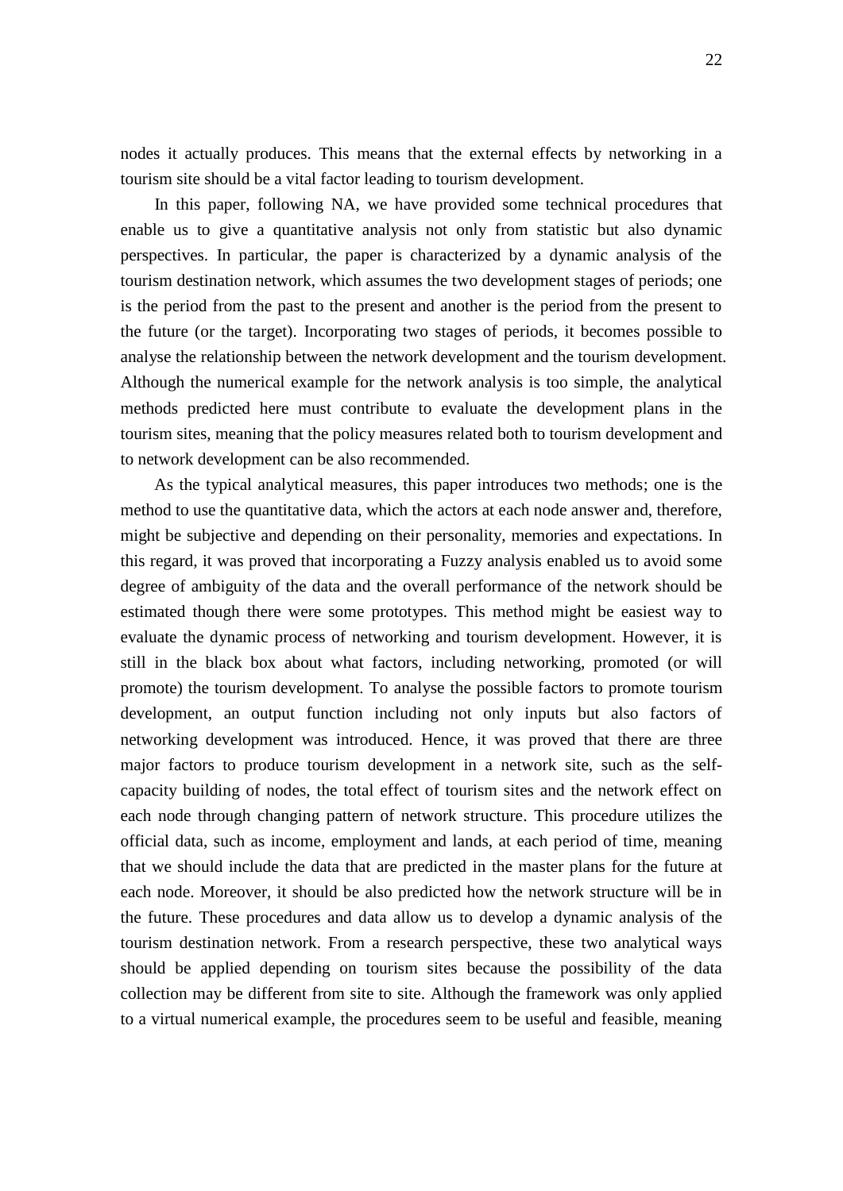nodes it actually produces. This means that the external effects by networking in a tourism site should be a vital factor leading to tourism development.

In this paper, following NA, we have provided some technical procedures that enable us to give a quantitative analysis not only from statistic but also dynamic perspectives. In particular, the paper is characterized by a dynamic analysis of the tourism destination network, which assumes the two development stages of periods; one is the period from the past to the present and another is the period from the present to the future (or the target). Incorporating two stages of periods, it becomes possible to analyse the relationship between the network development and the tourism development. Although the numerical example for the network analysis is too simple, the analytical methods predicted here must contribute to evaluate the development plans in the tourism sites, meaning that the policy measures related both to tourism development and to network development can be also recommended.

As the typical analytical measures, this paper introduces two methods; one is the method to use the quantitative data, which the actors at each node answer and, therefore, might be subjective and depending on their personality, memories and expectations. In this regard, it was proved that incorporating a Fuzzy analysis enabled us to avoid some degree of ambiguity of the data and the overall performance of the network should be estimated though there were some prototypes. This method might be easiest way to evaluate the dynamic process of networking and tourism development. However, it is still in the black box about what factors, including networking, promoted (or will promote) the tourism development. To analyse the possible factors to promote tourism development, an output function including not only inputs but also factors of networking development was introduced. Hence, it was proved that there are three major factors to produce tourism development in a network site, such as the self-capacity building of nodes, the total effect of tourism sites and the network effect on each node through changing pattern of network structure. This procedure utilizes the official data, such as income, employment and lands, at each period of time, meaning that we should include the data that are predicted in the master plans for the future at each node. Moreover, it should be also predicted how the network structure will be in the future. These procedures and data allow us to develop a dynamic analysis of the tourism destination network. From a research perspective, these two analytical ways should be applied depending on tourism sites because the possibility of the data collection may be different from site to site. Although the framework was only applied to a virtual numerical example, the procedures seem to be useful and feasible, meaning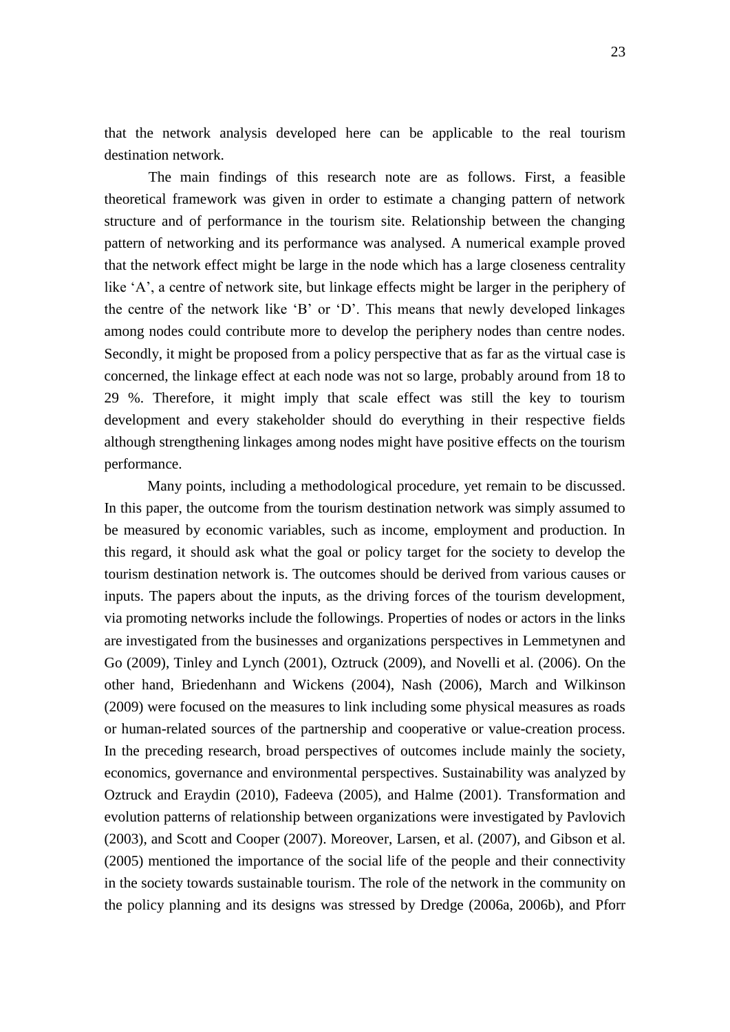that the network analysis developed here can be applicable to the real tourism destination network.

The main findings of this research note are as follows. First, a feasible theoretical framework was given in order to estimate a changing pattern of network structure and of performance in the tourism site. Relationship between the changing pattern of networking and its performance was analysed. A numerical example proved that the network effect might be large in the node which has a large closeness centrality like 'A', a centre of network site, but linkage effects might be larger in the periphery of the centre of the network like 'B' or 'D'. This means that newly developed linkages among nodes could contribute more to develop the periphery nodes than centre nodes. Secondly, it might be proposed from a policy perspective that as far as the virtual case is concerned, the linkage effect at each node was not so large, probably around from 18 to 29 %. Therefore, it might imply that scale effect was still the key to tourism development and every stakeholder should do everything in their respective fields although strengthening linkages among nodes might have positive effects on the tourism performance.

Many points, including a methodological procedure, yet remain to be discussed. In this paper, the outcome from the tourism destination network was simply assumed to be measured by economic variables, such as income, employment and production. In this regard, it should ask what the goal or policy target for the society to develop the tourism destination network is. The outcomes should be derived from various causes or inputs. The papers about the inputs, as the driving forces of the tourism development, via promoting networks include the followings. Properties of nodes or actors in the links are investigated from the businesses and organizations perspectives in Lemmetynen and Go (2009), Tinley and Lynch (2001), Oztruck (2009), and Novelli et al. (2006). On the other hand, Briedenhann and Wickens (2004), Nash (2006), March and Wilkinson (2009) were focused on the measures to link including some physical measures as roads or human-related sources of the partnership and cooperative or value-creation process. In the preceding research, broad perspectives of outcomes include mainly the society, economics, governance and environmental perspectives. Sustainability was analyzed by Oztruck and Eraydin (2010), Fadeeva (2005), and Halme (2001). Transformation and evolution patterns of relationship between organizations were investigated by Pavlovich (2003), and Scott and Cooper (2007). Moreover, Larsen, et al. (2007), and Gibson et al. (2005) mentioned the importance of the social life of the people and their connectivity in the society towards sustainable tourism. The role of the network in the community on the policy planning and its designs was stressed by Dredge (2006a, 2006b), and Pforr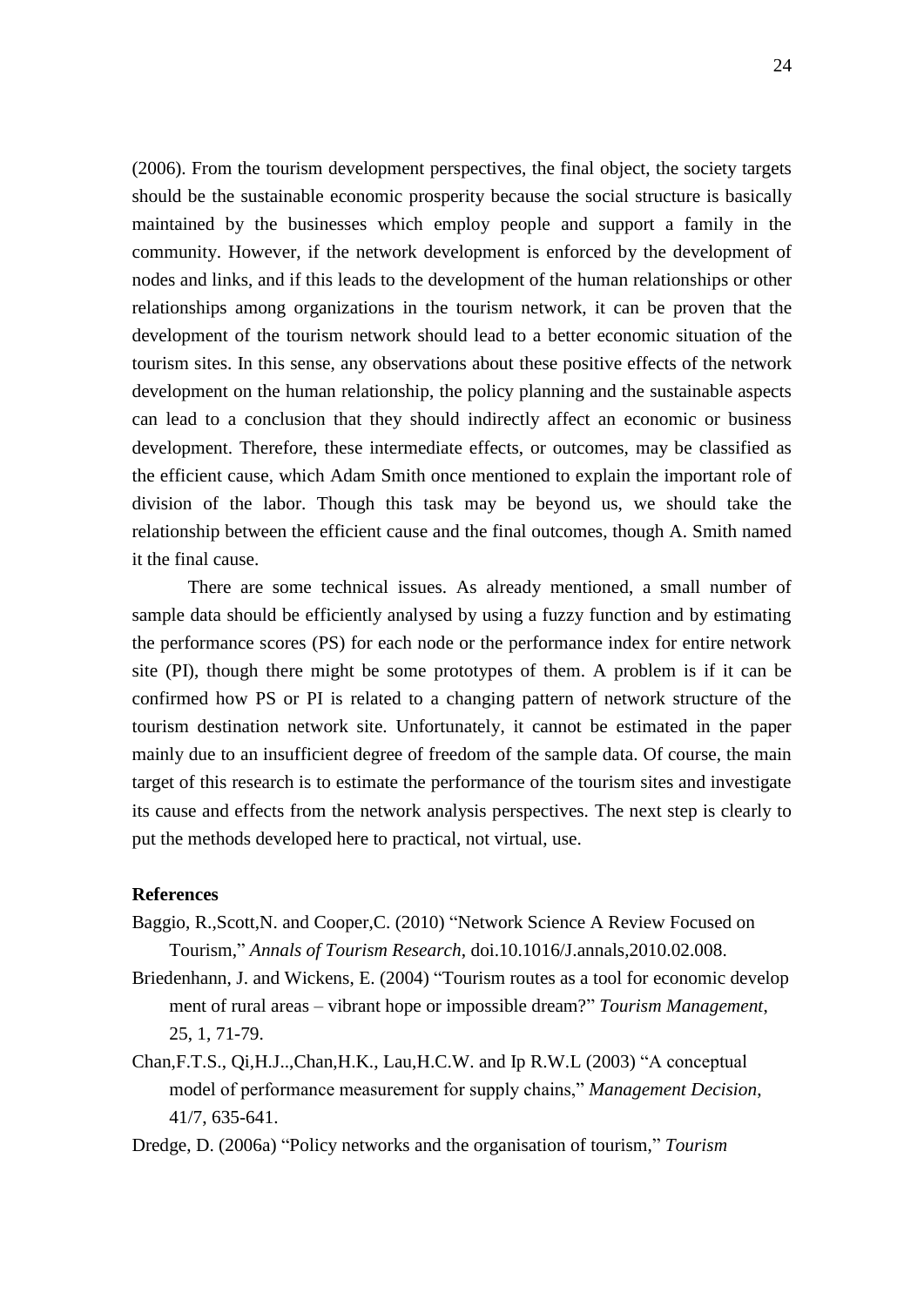(2006). From the tourism development perspectives, the final object, the society targets should be the sustainable economic prosperity because the social structure is basically maintained by the businesses which employ people and support a family in the community. However, if the network development is enforced by the development of nodes and links, and if this leads to the development of the human relationships or other relationships among organizations in the tourism network, it can be proven that the development of the tourism network should lead to a better economic situation of the tourism sites. In this sense, any observations about these positive effects of the network development on the human relationship, the policy planning and the sustainable aspects can lead to a conclusion that they should indirectly affect an economic or business development. Therefore, these intermediate effects, or outcomes, may be classified as the efficient cause, which Adam Smith once mentioned to explain the important role of division of the labor. Though this task may be beyond us, we should take the relationship between the efficient cause and the final outcomes, though A. Smith named it the final cause.

There are some technical issues. As already mentioned, a small number of sample data should be efficiently analysed by using a fuzzy function and by estimating the performance scores (PS) for each node or the performance index for entire network site (PI), though there might be some prototypes of them. A problem is if it can be confirmed how PS or PI is related to a changing pattern of network structure of the tourism destination network site. Unfortunately, it cannot be estimated in the paper mainly due to an insufficient degree of freedom of the sample data. Of course, the main target of this research is to estimate the performance of the tourism sites and investigate its cause and effects from the network analysis perspectives. The next step is clearly to put the methods developed here to practical, not virtual, use.

## References

Baggio, R.,Scott,N. and Cooper,C. (2010) "Network Science A Review Focused on Tourism," *Annals of Tourism Research*, doi.10.1016/J.annals,2010.02.008.

Briedenhann, J. and Wickens, E. (2004) "Tourism routes as a tool for economic develop ment of rural areas – vibrant hope or impossible dream?" *Tourism Management*, 25, 1, 71-79.

Chan,F.T.S., Qi,H.J..,Chan,H.K., Lau,H.C.W. and Ip R.W.L (2003) "A conceptual model of performance measurement for supply chains," *Management Decision*, 41/7, 635-641.

Dredge, D. (2006a) "Policy networks and the organisation of tourism," *Tourism*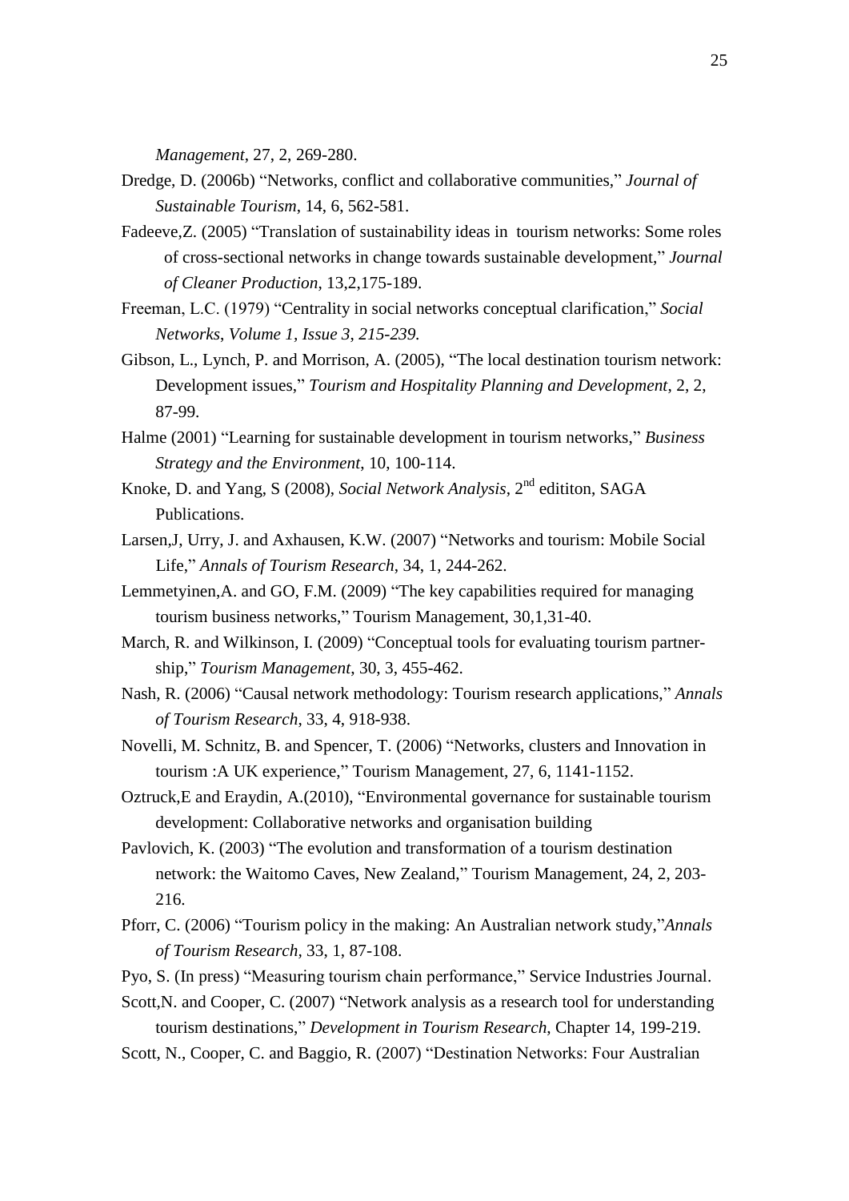*Management*, 27, 2, 269-280.

Dredge, D. (2006b) "Networks, conflict and collaborative communities," *Journal of Sustainable Tourism*, 14, 6, 562-581.

Fadeeve,Z. (2005) "Translation of sustainability ideas in tourism networks: Some roles of cross-sectional networks in change towards sustainable development," *Journal of Cleaner Production*, 13,2,175-189.

Freeman, L.C. (1979) "Centrality in social networks conceptual clarification," *Social Networks*, *Volume 1*, *Issue 3*, *215-239.*

Gibson, L., Lynch, P. and Morrison, A. (2005), "The local destination tourism network: Development issues," *Tourism and Hospitality Planning and Development*, 2, 2, 87-99.

Halme (2001) "Learning for sustainable development in tourism networks," *Business Strategy and the Environment*, 10, 100-114.

Knoke, D. and Yang, S (2008), *Social Network Analysis*, 2nd edititon, SAGA Publications.

Larsen,J, Urry, J. and Axhausen, K.W. (2007) "Networks and tourism: Mobile Social Life," *Annals of Tourism Research*, 34, 1, 244-262.

Lemmetyinen,A. and GO, F.M. (2009) "The key capabilities required for managing tourism business networks," Tourism Management, 30,1,31-40.

March, R. and Wilkinson, I. (2009) "Conceptual tools for evaluating tourism partner-ship," *Tourism Management*, 30, 3, 455-462.

Nash, R. (2006) "Causal network methodology: Tourism research applications," *Annals of Tourism Research*, 33, 4, 918-938.

Novelli, M. Schnitz, B. and Spencer, T. (2006) "Networks, clusters and Innovation in tourism :A UK experience," Tourism Management, 27, 6, 1141-1152.

Oztruck,E and Eraydin, A.(2010), "Environmental governance for sustainable tourism development: Collaborative networks and organisation building

Pavlovich, K. (2003) "The evolution and transformation of a tourism destination network: the Waitomo Caves, New Zealand," Tourism Management, 24, 2, 203-216.

Pforr, C. (2006) "Tourism policy in the making: An Australian network study,"*Annals of Tourism Research*, 33, 1, 87-108.

Pyo, S. (In press) "Measuring tourism chain performance," Service Industries Journal.

Scott,N. and Cooper, C. (2007) "Network analysis as a research tool for understanding tourism destinations," *Development in Tourism Research*, Chapter 14, 199-219.

Scott, N., Cooper, C. and Baggio, R. (2007) "Destination Networks: Four Australian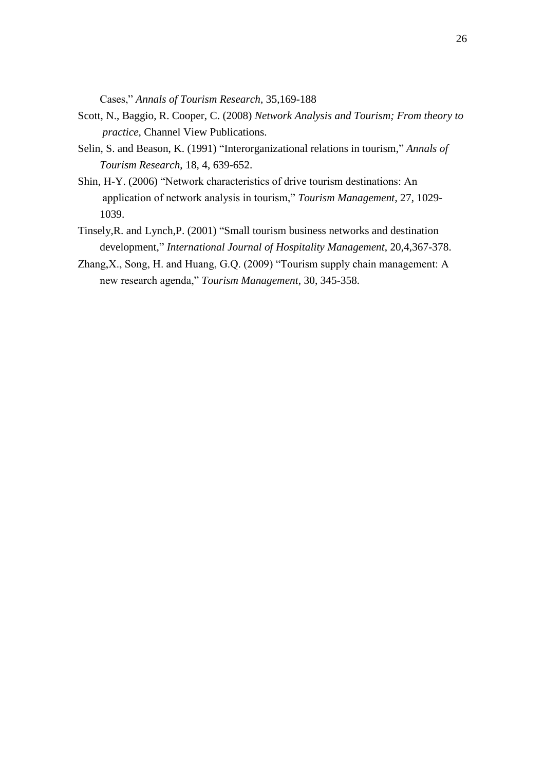Cases," *Annals of Tourism Research*, 35,169-188

Scott, N., Baggio, R. Cooper, C. (2008) *Network Analysis and Tourism; From theory to practice*, Channel View Publications.

Selin, S. and Beason, K. (1991) "Interorganizational relations in tourism," *Annals of Tourism Research*, 18, 4, 639-652.

Shin, H-Y. (2006) "Network characteristics of drive tourism destinations: An application of network analysis in tourism," *Tourism Management*, 27, 1029-1039.

Tinsely,R. and Lynch,P. (2001) "Small tourism business networks and destination development," *International Journal of Hospitality Management*, 20,4,367-378.

Zhang,X., Song, H. and Huang, G.Q. (2009) "Tourism supply chain management: A new research agenda," *Tourism Management*, 30, 345-358.